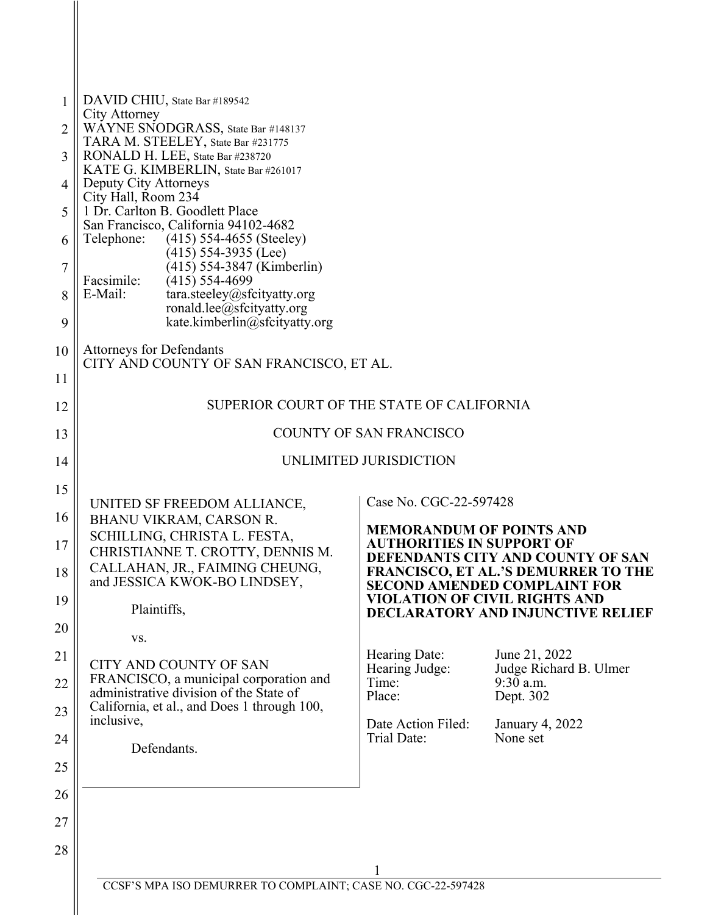DAVID CHIU, State Bar #189542
City Attorney
WAYNE SNODGRASS, State Bar #148137
TARA M. STEELEY, State Bar #231775
RONALD H. LEE, State Bar #238720
KATE G. KIMBERLIN, State Bar #261017
Deputy City Attorneys
City Hall, Room 234
1 Dr. Carlton B. Goodlett Place
San Francisco, California 94102-4682
Telephone: (415) 554-4655 (Steeley)
(415) 554-3935 (Lee)
(415) 554-3847 (Kimberlin)
Facsimile: (415) 554-4699
E-Mail: tara.steeley@sfcityatty.org
ronald.lee@sfcityatty.org
kate.kimberlin@sfcityatty.org

Attorneys for Defendants
CITY AND COUNTY OF SAN FRANCISCO, ET AL.

SUPERIOR COURT OF THE STATE OF CALIFORNIA

COUNTY OF SAN FRANCISCO

UNLIMITED JURISDICTION

UNITED SF FREEDOM ALLIANCE, BHANU VIKRAM, CARSON R. SCHILLING, CHRISTA L. FESTA, CHRISTIANNE T. CROTTY, DENNIS M. CALLAHAN, JR., FAIMING CHEUNG, and JESSICA KWOK-BO LINDSEY,

Plaintiffs,

vs.

CITY AND COUNTY OF SAN FRANCISCO, a municipal corporation and administrative division of the State of California, et al., and Does 1 through 100, inclusive,

Defendants.

Case No. CGC-22-597428

**MEMORANDUM OF POINTS AND AUTHORITIES IN SUPPORT OF DEFENDANTS CITY AND COUNTY OF SAN FRANCISCO, ET AL.'S DEMURRER TO THE SECOND AMENDED COMPLAINT FOR VIOLATION OF CIVIL RIGHTS AND DECLARATORY AND INJUNCTIVE RELIEF**

| | |
|---|---|
| Hearing Date: | June 21, 2022 |
| Hearing Judge: | Judge Richard B. Ulmer |
| Time: | 9:30 a.m. |
| Place: | Dept. 302 |
| Date Action Filed: | January 4, 2022 |
| Trial Date: | None set |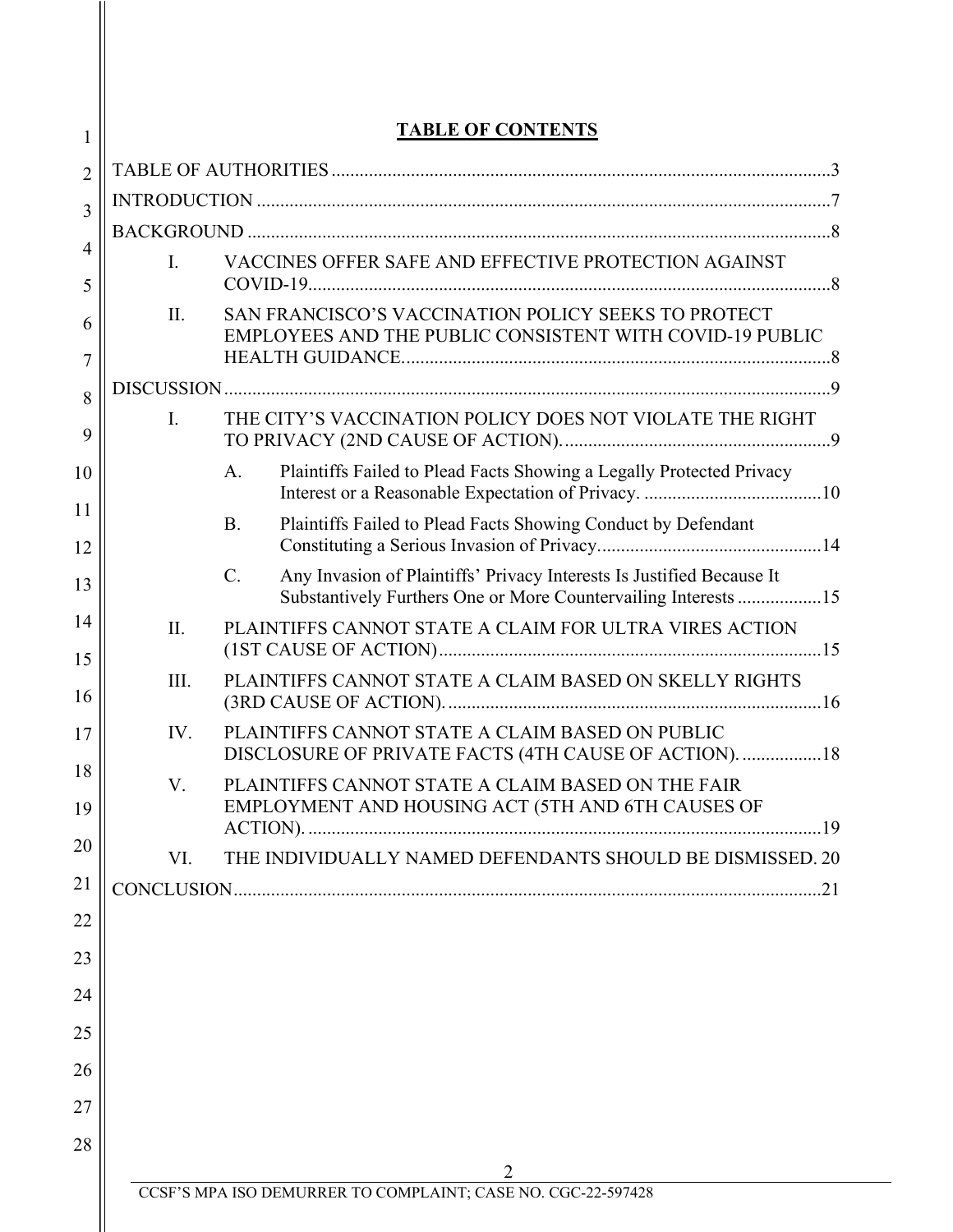# TABLE OF CONTENTS

TABLE OF AUTHORITIES ..........................................................................................................3

INTRODUCTION ..........................................................................................................................7

BACKGROUND ............................................................................................................................8

I. VACCINES OFFER SAFE AND EFFECTIVE PROTECTION AGAINST COVID-19...............................................................................................................8

II. SAN FRANCISCO'S VACCINATION POLICY SEEKS TO PROTECT EMPLOYEES AND THE PUBLIC CONSISTENT WITH COVID-19 PUBLIC HEALTH GUIDANCE............................................................................................8

DISCUSSION.................................................................................................................................9

I. THE CITY'S VACCINATION POLICY DOES NOT VIOLATE THE RIGHT TO PRIVACY (2ND CAUSE OF ACTION)..........................................................9

   A. Plaintiffs Failed to Plead Facts Showing a Legally Protected Privacy Interest or a Reasonable Expectation of Privacy. ......................................10

   B. Plaintiffs Failed to Plead Facts Showing Conduct by Defendant Constituting a Serious Invasion of Privacy................................................14

   C. Any Invasion of Plaintiffs' Privacy Interests Is Justified Because It Substantively Furthers One or More Countervailing Interests ..................15

II. PLAINTIFFS CANNOT STATE A CLAIM FOR ULTRA VIRES ACTION (1ST CAUSE OF ACTION)..................................................................................15

III. PLAINTIFFS CANNOT STATE A CLAIM BASED ON SKELLY RIGHTS (3RD CAUSE OF ACTION)................................................................................16

IV. PLAINTIFFS CANNOT STATE A CLAIM BASED ON PUBLIC DISCLOSURE OF PRIVATE FACTS (4TH CAUSE OF ACTION). .................18

V. PLAINTIFFS CANNOT STATE A CLAIM BASED ON THE FAIR EMPLOYMENT AND HOUSING ACT (5TH AND 6TH CAUSES OF ACTION). ..............................................................................................................19

VI. THE INDIVIDUALLY NAMED DEFENDANTS SHOULD BE DISMISSED. 20

CONCLUSION.............................................................................................................................21

CCSF'S MPA ISO DEMURRER TO COMPLAINT; CASE NO. CGC-22-597428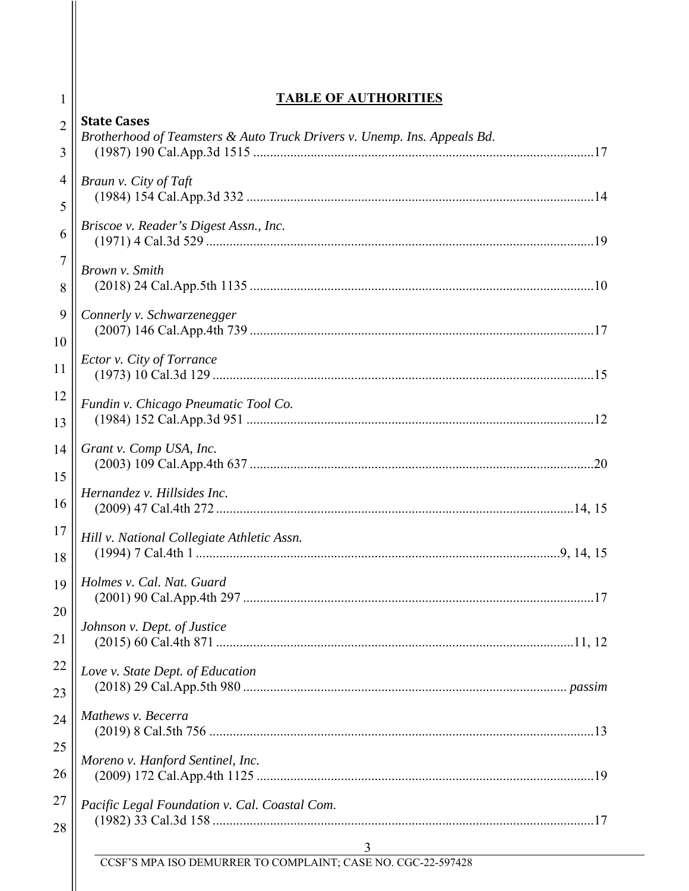# TABLE OF AUTHORITIES

**State Cases**

*Brotherhood of Teamsters & Auto Truck Drivers v. Unemp. Ins. Appeals Bd.* (1987) 190 Cal.App.3d 1515 .....17

*Braun v. City of Taft* (1984) 154 Cal.App.3d 332 .....14

*Briscoe v. Reader's Digest Assn., Inc.* (1971) 4 Cal.3d 529 .....19

*Brown v. Smith* (2018) 24 Cal.App.5th 1135 .....10

*Connerly v. Schwarzenegger* (2007) 146 Cal.App.4th 739 .....17

*Ector v. City of Torrance* (1973) 10 Cal.3d 129 .....15

*Fundin v. Chicago Pneumatic Tool Co.* (1984) 152 Cal.App.3d 951 .....12

*Grant v. Comp USA, Inc.* (2003) 109 Cal.App.4th 637 .....20

*Hernandez v. Hillsides Inc.* (2009) 47 Cal.4th 272 .....14, 15

*Hill v. National Collegiate Athletic Assn.* (1994) 7 Cal.4th 1 .....9, 14, 15

*Holmes v. Cal. Nat. Guard* (2001) 90 Cal.App.4th 297 .....17

*Johnson v. Dept. of Justice* (2015) 60 Cal.4th 871 .....11, 12

*Love v. State Dept. of Education* (2018) 29 Cal.App.5th 980 ..... *passim*

*Mathews v. Becerra* (2019) 8 Cal.5th 756 .....13

*Moreno v. Hanford Sentinel, Inc.* (2009) 172 Cal.App.4th 1125 .....19

*Pacific Legal Foundation v. Cal. Coastal Com.* (1982) 33 Cal.3d 158 .....17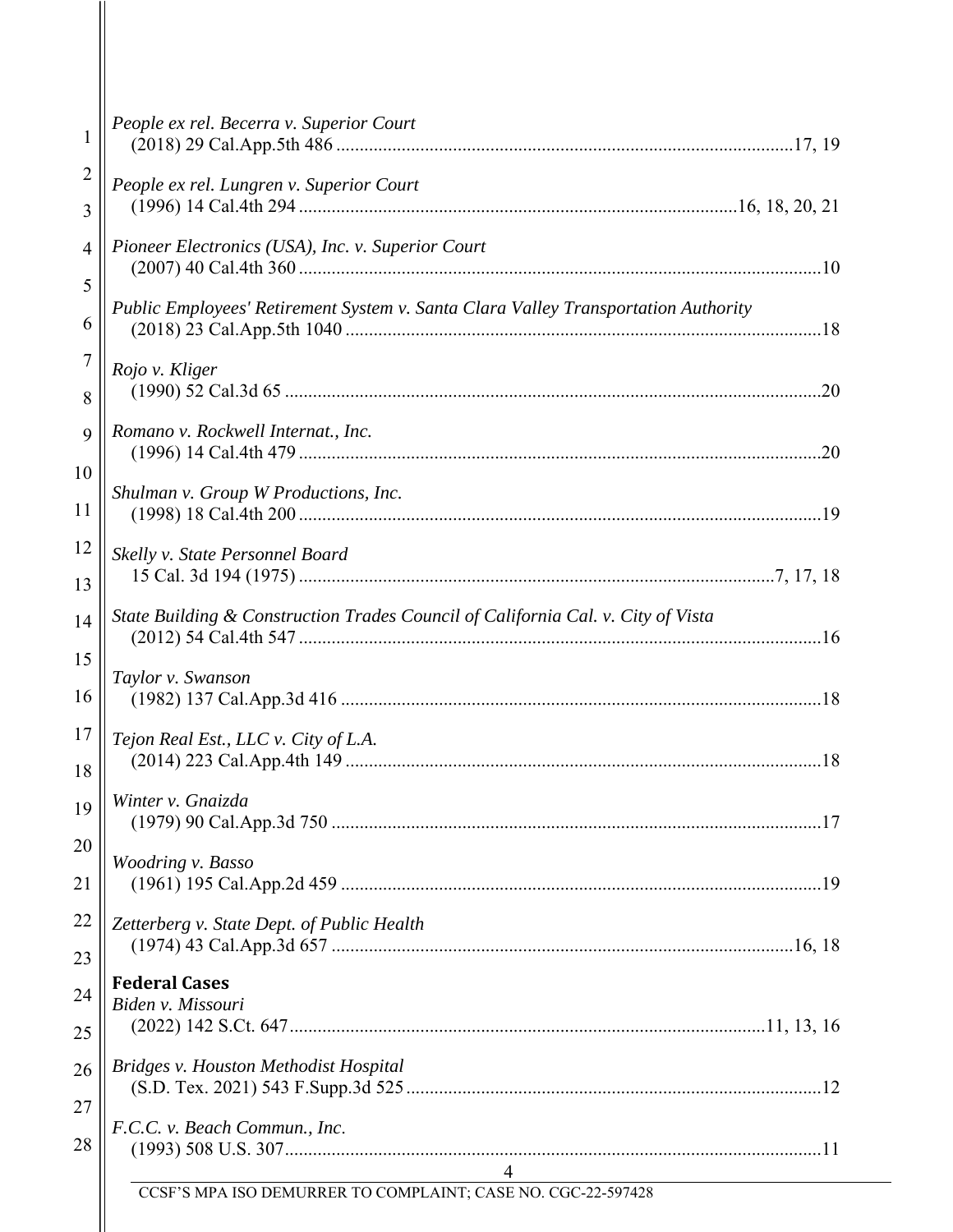*People ex rel. Becerra v. Superior Court*
(2018) 29 Cal.App.5th 486 ........................................................................................17, 19

*People ex rel. Lungren v. Superior Court*
(1996) 14 Cal.4th 294 ............................................................................................16, 18, 20, 21

*Pioneer Electronics (USA), Inc. v. Superior Court*
(2007) 40 Cal.4th 360 ..............................................................................................................10

*Public Employees' Retirement System v. Santa Clara Valley Transportation Authority*
(2018) 23 Cal.App.5th 1040 .....................................................................................................18

*Rojo v. Kliger*
(1990) 52 Cal.3d 65 .................................................................................................................20

*Romano v. Rockwell Internat., Inc.*
(1996) 14 Cal.4th 479 ..............................................................................................................20

*Shulman v. Group W Productions, Inc.*
(1998) 18 Cal.4th 200 ..............................................................................................................19

*Skelly v. State Personnel Board*
15 Cal. 3d 194 (1975) ...................................................................................................7, 17, 18

*State Building & Construction Trades Council of California Cal. v. City of Vista*
(2012) 54 Cal.4th 547 ..............................................................................................................16

*Taylor v. Swanson*
(1982) 137 Cal.App.3d 416 .....................................................................................................18

*Tejon Real Est., LLC v. City of L.A.*
(2014) 223 Cal.App.4th 149 ....................................................................................................18

*Winter v. Gnaizda*
(1979) 90 Cal.App.3d 750 .......................................................................................................17

*Woodring v. Basso*
(1961) 195 Cal.App.2d 459 .....................................................................................................19

*Zetterberg v. State Dept. of Public Health*
(1974) 43 Cal.App.3d 657 ..................................................................................................16, 18

**Federal Cases**

*Biden v. Missouri*
(2022) 142 S.Ct. 647...................................................................................................11, 13, 16

*Bridges v. Houston Methodist Hospital*
(S.D. Tex. 2021) 543 F.Supp.3d 525 .......................................................................................12

*F.C.C. v. Beach Commun., Inc.*
(1993) 508 U.S. 307.................................................................................................................11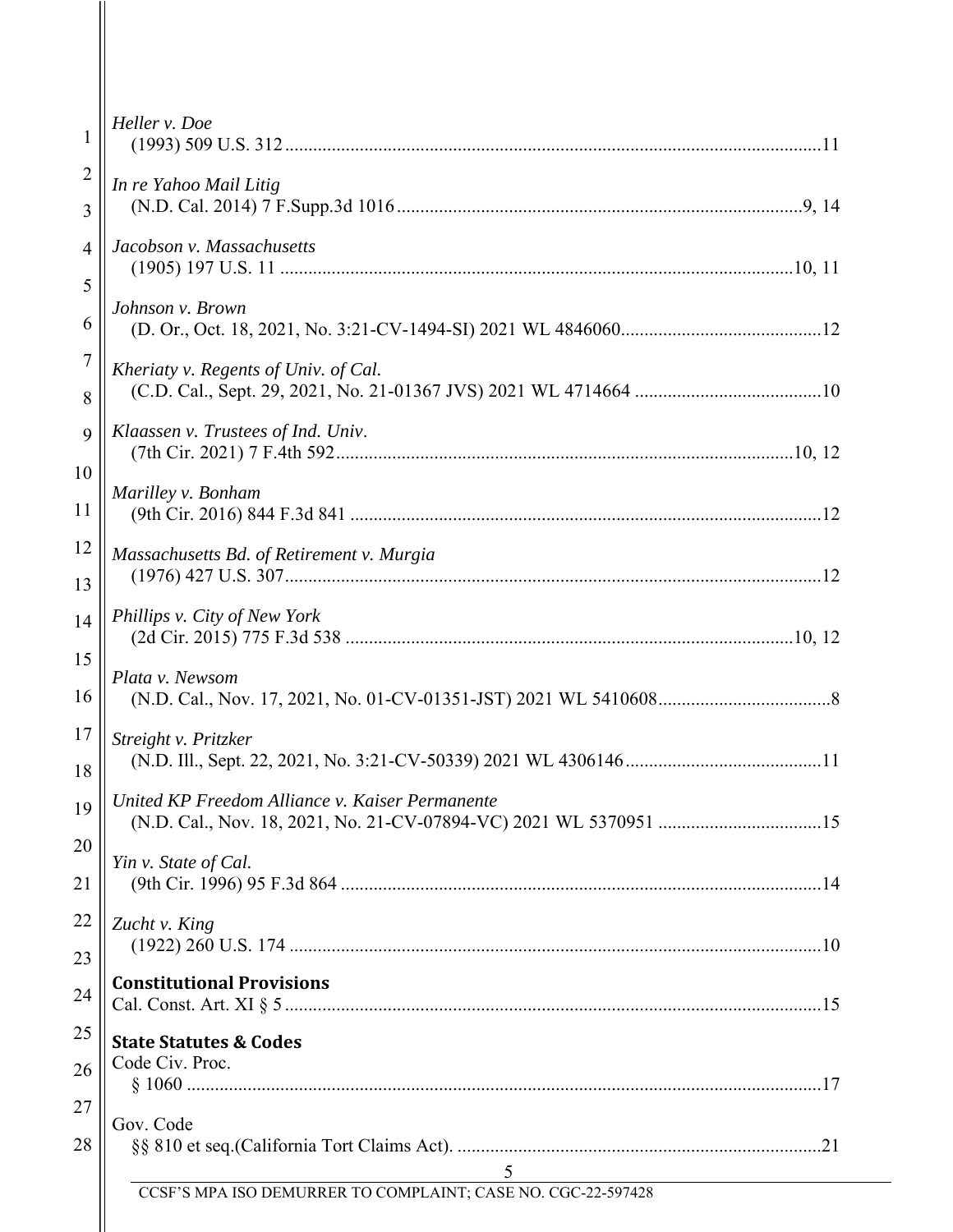*Heller v. Doe*
(1993) 509 U.S. 312 ........................................................................................................................11

*In re Yahoo Mail Litig*
(N.D. Cal. 2014) 7 F.Supp.3d 1016 ..........................................................................................9, 14

*Jacobson v. Massachusetts*
(1905) 197 U.S. 11 ...................................................................................................................10, 11

*Johnson v. Brown*
(D. Or., Oct. 18, 2021, No. 3:21-CV-1494-SI) 2021 WL 4846060...........................................12

*Kheriaty v. Regents of Univ. of Cal.*
(C.D. Cal., Sept. 29, 2021, No. 21-01367 JVS) 2021 WL 4714664 ........................................10

*Klaassen v. Trustees of Ind. Univ*.
(7th Cir. 2021) 7 F.4th 592...................................................................................................10, 12

*Marilley v. Bonham*
(9th Cir. 2016) 844 F.3d 841 .......................................................................................................12

*Massachusetts Bd. of Retirement v. Murgia*
(1976) 427 U.S. 307.....................................................................................................................12

*Phillips v. City of New York*
(2d Cir. 2015) 775 F.3d 538 ..................................................................................................10, 12

*Plata v. Newsom*
(N.D. Cal., Nov. 17, 2021, No. 01-CV-01351-JST) 2021 WL 5410608.....................................8

*Streight v. Pritzker*
(N.D. Ill., Sept. 22, 2021, No. 3:21-CV-50339) 2021 WL 4306146..........................................11

*United KP Freedom Alliance v. Kaiser Permanente*
(N.D. Cal., Nov. 18, 2021, No. 21-CV-07894-VC) 2021 WL 5370951 ...................................15

*Yin v. State of Cal.*
(9th Cir. 1996) 95 F.3d 864 .........................................................................................................14

*Zucht v. King*
(1922) 260 U.S. 174 ....................................................................................................................10

**Constitutional Provisions**

Cal. Const. Art. XI § 5 .....................................................................................................................15

**State Statutes & Codes**

Code Civ. Proc.
§ 1060 .........................................................................................................................................17

Gov. Code
§§ 810 et seq.(California Tort Claims Act). ...............................................................................21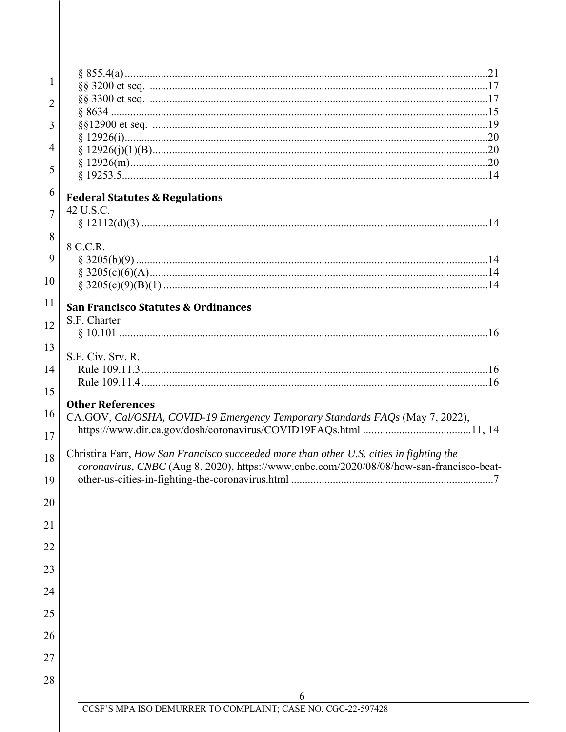§ 855.4(a) ......................................................................................................................21
§§ 3200 et seq. ..............................................................................................................17
§§ 3300 et seq. ..............................................................................................................17
§ 8634 ...........................................................................................................................15
§§12900 et seq. ..............................................................................................................19
§ 12926(i).......................................................................................................................20
§ 12926(j)(1)(B).............................................................................................................20
§ 12926(m)....................................................................................................................20
§ 19253.5.......................................................................................................................14

**Federal Statutes & Regulations**

42 U.S.C.
§ 12112(d)(3) ................................................................................................................14

8 C.C.R.
§ 3205(b)(9) ..................................................................................................................14
§ 3205(c)(6)(A)..............................................................................................................14
§ 3205(c)(9)(B)(1) .........................................................................................................14

**San Francisco Statutes & Ordinances**

S.F. Charter
§ 10.101 ........................................................................................................................16

S.F. Civ. Srv. R.
Rule 109.11.3................................................................................................................16
Rule 109.11.4................................................................................................................16

**Other References**

CA.GOV, *Cal/OSHA, COVID-19 Emergency Temporary Standards FAQs* (May 7, 2022), https://www.dir.ca.gov/dosh/coronavirus/COVID19FAQs.html .......................................11, 14

Christina Farr, *How San Francisco succeeded more than other U.S. cities in fighting the coronavirus, CNBC* (Aug 8. 2020), https://www.cnbc.com/2020/08/08/how-san-francisco-beat-other-us-cities-in-fighting-the-coronavirus.html .........................................................................7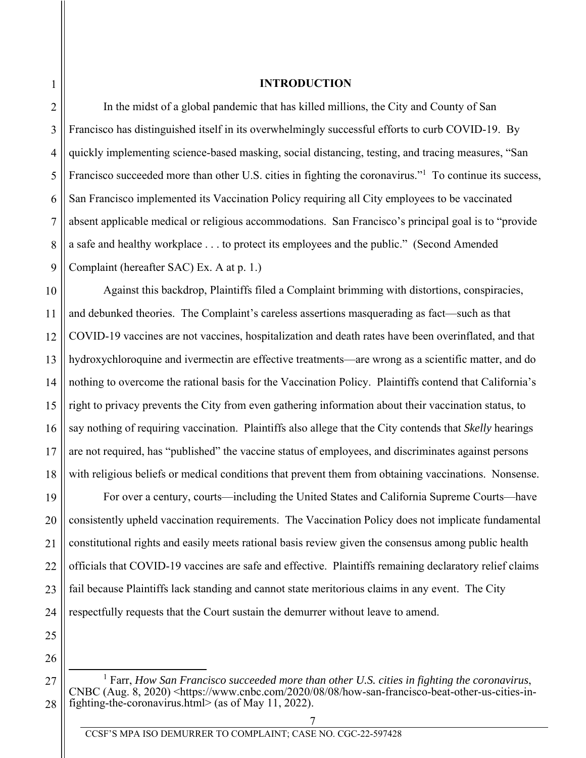# INTRODUCTION

In the midst of a global pandemic that has killed millions, the City and County of San Francisco has distinguished itself in its overwhelmingly successful efforts to curb COVID-19. By quickly implementing science-based masking, social distancing, testing, and tracing measures, "San Francisco succeeded more than other U.S. cities in fighting the coronavirus."[1] To continue its success, San Francisco implemented its Vaccination Policy requiring all City employees to be vaccinated absent applicable medical or religious accommodations. San Francisco's principal goal is to "provide a safe and healthy workplace . . . to protect its employees and the public." (Second Amended Complaint (hereafter SAC) Ex. A at p. 1.)

Against this backdrop, Plaintiffs filed a Complaint brimming with distortions, conspiracies, and debunked theories. The Complaint's careless assertions masquerading as fact—such as that COVID-19 vaccines are not vaccines, hospitalization and death rates have been overinflated, and that hydroxychloroquine and ivermectin are effective treatments—are wrong as a scientific matter, and do nothing to overcome the rational basis for the Vaccination Policy. Plaintiffs contend that California's right to privacy prevents the City from even gathering information about their vaccination status, to say nothing of requiring vaccination. Plaintiffs also allege that the City contends that *Skelly* hearings are not required, has "published" the vaccine status of employees, and discriminates against persons with religious beliefs or medical conditions that prevent them from obtaining vaccinations. Nonsense.

For over a century, courts—including the United States and California Supreme Courts—have consistently upheld vaccination requirements. The Vaccination Policy does not implicate fundamental constitutional rights and easily meets rational basis review given the consensus among public health officials that COVID-19 vaccines are safe and effective. Plaintiffs remaining declaratory relief claims fail because Plaintiffs lack standing and cannot state meritorious claims in any event. The City respectfully requests that the Court sustain the demurrer without leave to amend.

---

[1] Farr, *How San Francisco succeeded more than other U.S. cities in fighting the coronavirus*, CNBC (Aug. 8, 2020) <https://www.cnbc.com/2020/08/08/how-san-francisco-beat-other-us-cities-in-fighting-the-coronavirus.html> (as of May 11, 2022).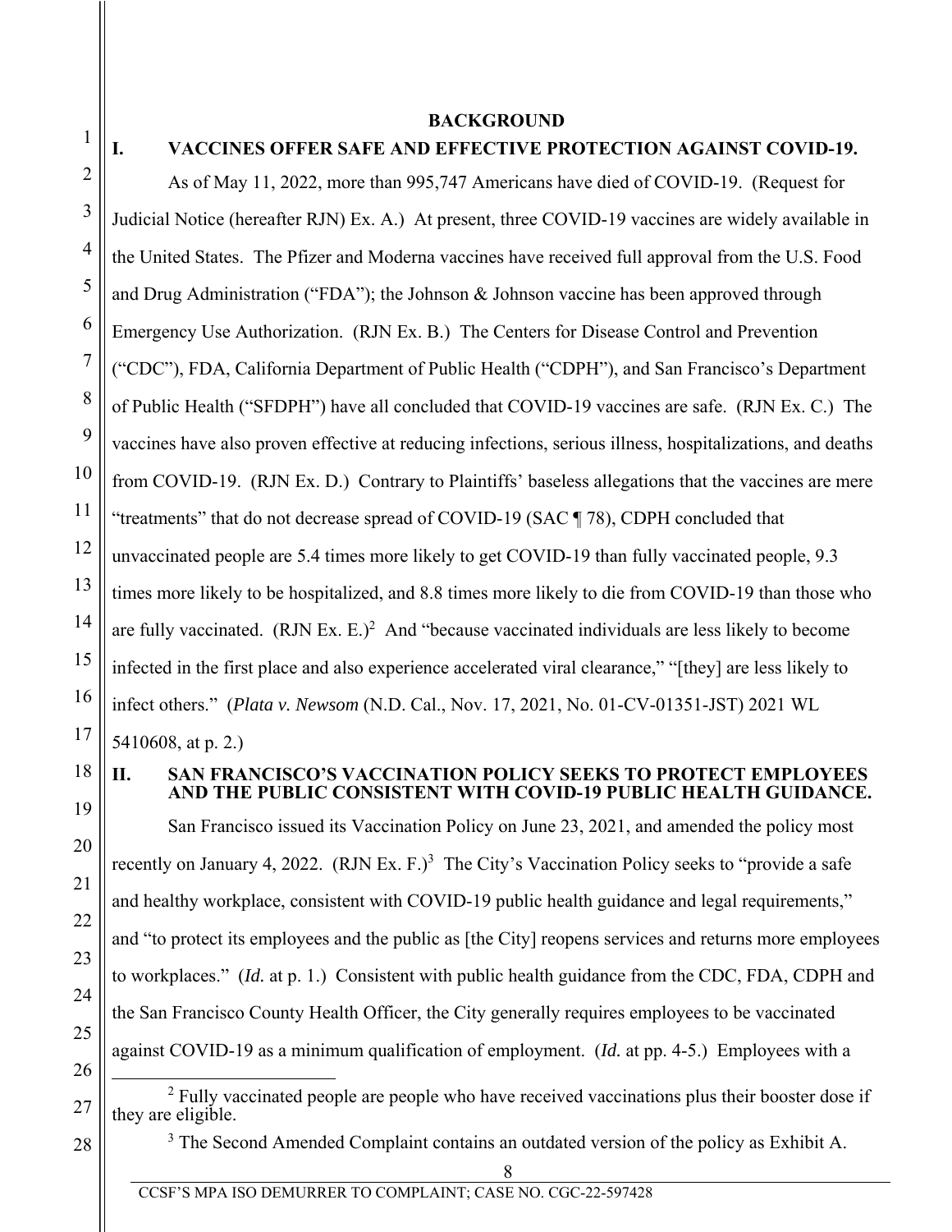## BACKGROUND

### I. VACCINES OFFER SAFE AND EFFECTIVE PROTECTION AGAINST COVID-19.

As of May 11, 2022, more than 995,747 Americans have died of COVID-19. (Request for Judicial Notice (hereafter RJN) Ex. A.) At present, three COVID-19 vaccines are widely available in the United States. The Pfizer and Moderna vaccines have received full approval from the U.S. Food and Drug Administration ("FDA"); the Johnson & Johnson vaccine has been approved through Emergency Use Authorization. (RJN Ex. B.) The Centers for Disease Control and Prevention ("CDC"), FDA, California Department of Public Health ("CDPH"), and San Francisco's Department of Public Health ("SFDPH") have all concluded that COVID-19 vaccines are safe. (RJN Ex. C.) The vaccines have also proven effective at reducing infections, serious illness, hospitalizations, and deaths from COVID-19. (RJN Ex. D.) Contrary to Plaintiffs' baseless allegations that the vaccines are mere "treatments" that do not decrease spread of COVID-19 (SAC ¶ 78), CDPH concluded that unvaccinated people are 5.4 times more likely to get COVID-19 than fully vaccinated people, 9.3 times more likely to be hospitalized, and 8.8 times more likely to die from COVID-19 than those who are fully vaccinated. (RJN Ex. E.)[2] And "because vaccinated individuals are less likely to become infected in the first place and also experience accelerated viral clearance," "[they] are less likely to infect others." (*Plata v. Newsom* (N.D. Cal., Nov. 17, 2021, No. 01-CV-01351-JST) 2021 WL 5410608, at p. 2.)

### II. SAN FRANCISCO'S VACCINATION POLICY SEEKS TO PROTECT EMPLOYEES AND THE PUBLIC CONSISTENT WITH COVID-19 PUBLIC HEALTH GUIDANCE.

San Francisco issued its Vaccination Policy on June 23, 2021, and amended the policy most recently on January 4, 2022. (RJN Ex. F.)[3] The City's Vaccination Policy seeks to "provide a safe and healthy workplace, consistent with COVID-19 public health guidance and legal requirements," and "to protect its employees and the public as [the City] reopens services and returns more employees to workplaces." (*Id.* at p. 1.) Consistent with public health guidance from the CDC, FDA, CDPH and the San Francisco County Health Officer, the City generally requires employees to be vaccinated against COVID-19 as a minimum qualification of employment. (*Id.* at pp. 4-5.) Employees with a

---

[2] Fully vaccinated people are people who have received vaccinations plus their booster dose if they are eligible.

[3] The Second Amended Complaint contains an outdated version of the policy as Exhibit A.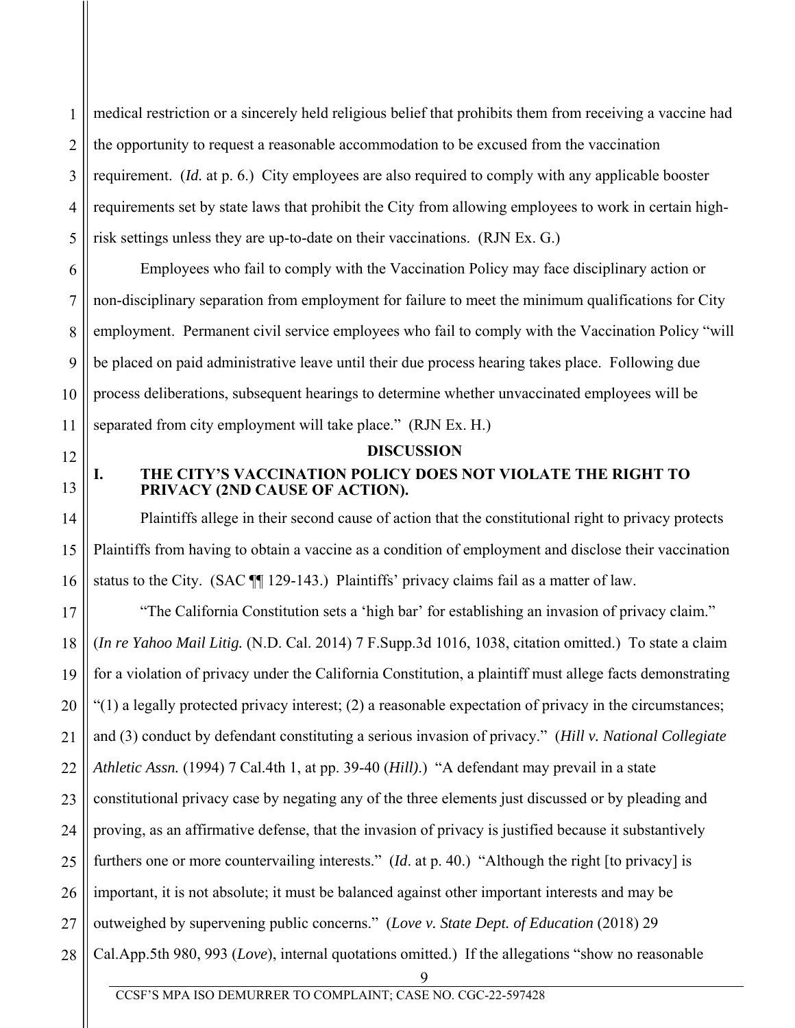medical restriction or a sincerely held religious belief that prohibits them from receiving a vaccine had the opportunity to request a reasonable accommodation to be excused from the vaccination requirement. (*Id.* at p. 6.) City employees are also required to comply with any applicable booster requirements set by state laws that prohibit the City from allowing employees to work in certain high-risk settings unless they are up-to-date on their vaccinations. (RJN Ex. G.)

Employees who fail to comply with the Vaccination Policy may face disciplinary action or non-disciplinary separation from employment for failure to meet the minimum qualifications for City employment. Permanent civil service employees who fail to comply with the Vaccination Policy "will be placed on paid administrative leave until their due process hearing takes place. Following due process deliberations, subsequent hearings to determine whether unvaccinated employees will be separated from city employment will take place." (RJN Ex. H.)

## DISCUSSION

### I. THE CITY'S VACCINATION POLICY DOES NOT VIOLATE THE RIGHT TO PRIVACY (2ND CAUSE OF ACTION).

Plaintiffs allege in their second cause of action that the constitutional right to privacy protects Plaintiffs from having to obtain a vaccine as a condition of employment and disclose their vaccination status to the City. (SAC ¶¶ 129-143.) Plaintiffs' privacy claims fail as a matter of law.

"The California Constitution sets a 'high bar' for establishing an invasion of privacy claim." (*In re Yahoo Mail Litig.* (N.D. Cal. 2014) 7 F.Supp.3d 1016, 1038, citation omitted.) To state a claim for a violation of privacy under the California Constitution, a plaintiff must allege facts demonstrating "(1) a legally protected privacy interest; (2) a reasonable expectation of privacy in the circumstances; and (3) conduct by defendant constituting a serious invasion of privacy." (*Hill v. National Collegiate Athletic Assn.* (1994) 7 Cal.4th 1, at pp. 39-40 (*Hill).*) "A defendant may prevail in a state constitutional privacy case by negating any of the three elements just discussed or by pleading and proving, as an affirmative defense, that the invasion of privacy is justified because it substantively furthers one or more countervailing interests." (*Id*. at p. 40.) "Although the right [to privacy] is important, it is not absolute; it must be balanced against other important interests and may be outweighed by supervening public concerns." (*Love v. State Dept. of Education* (2018) 29 Cal.App.5th 980, 993 (*Love*), internal quotations omitted.) If the allegations "show no reasonable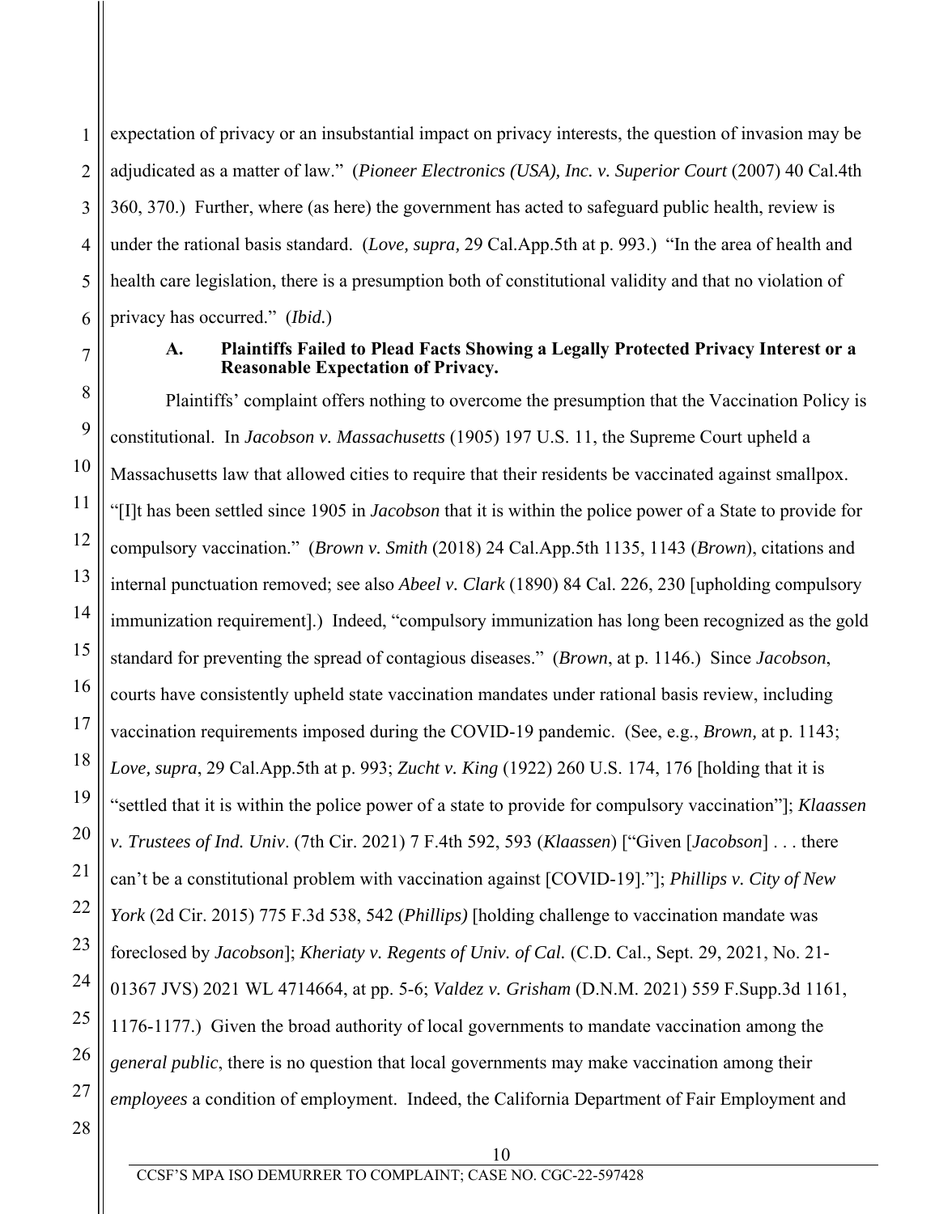expectation of privacy or an insubstantial impact on privacy interests, the question of invasion may be adjudicated as a matter of law." (*Pioneer Electronics (USA), Inc. v. Superior Court* (2007) 40 Cal.4th 360, 370.) Further, where (as here) the government has acted to safeguard public health, review is under the rational basis standard. (*Love, supra,* 29 Cal.App.5th at p. 993.) "In the area of health and health care legislation, there is a presumption both of constitutional validity and that no violation of privacy has occurred." (*Ibid.*)

### A. Plaintiffs Failed to Plead Facts Showing a Legally Protected Privacy Interest or a Reasonable Expectation of Privacy.

Plaintiffs' complaint offers nothing to overcome the presumption that the Vaccination Policy is constitutional. In *Jacobson v. Massachusetts* (1905) 197 U.S. 11, the Supreme Court upheld a Massachusetts law that allowed cities to require that their residents be vaccinated against smallpox. "[I]t has been settled since 1905 in *Jacobson* that it is within the police power of a State to provide for compulsory vaccination." (*Brown v. Smith* (2018) 24 Cal.App.5th 1135, 1143 (*Brown*), citations and internal punctuation removed; see also *Abeel v. Clark* (1890) 84 Cal. 226, 230 [upholding compulsory immunization requirement].) Indeed, "compulsory immunization has long been recognized as the gold standard for preventing the spread of contagious diseases." (*Brown*, at p. 1146.) Since *Jacobson*, courts have consistently upheld state vaccination mandates under rational basis review, including vaccination requirements imposed during the COVID-19 pandemic. (See, e.g., *Brown,* at p. 1143; *Love, supra*, 29 Cal.App.5th at p. 993; *Zucht v. King* (1922) 260 U.S. 174, 176 [holding that it is "settled that it is within the police power of a state to provide for compulsory vaccination"]; *Klaassen v. Trustees of Ind. Univ*. (7th Cir. 2021) 7 F.4th 592, 593 (*Klaassen*) ["Given [*Jacobson*] . . . there can't be a constitutional problem with vaccination against [COVID-19]."]; *Phillips v. City of New York* (2d Cir. 2015) 775 F.3d 538, 542 (*Phillips)* [holding challenge to vaccination mandate was foreclosed by *Jacobson*]; *Kheriaty v. Regents of Univ. of Cal.* (C.D. Cal., Sept. 29, 2021, No. 21-01367 JVS) 2021 WL 4714664, at pp. 5-6; *Valdez v. Grisham* (D.N.M. 2021) 559 F.Supp.3d 1161, 1176-1177.) Given the broad authority of local governments to mandate vaccination among the *general public*, there is no question that local governments may make vaccination among their *employees* a condition of employment. Indeed, the California Department of Fair Employment and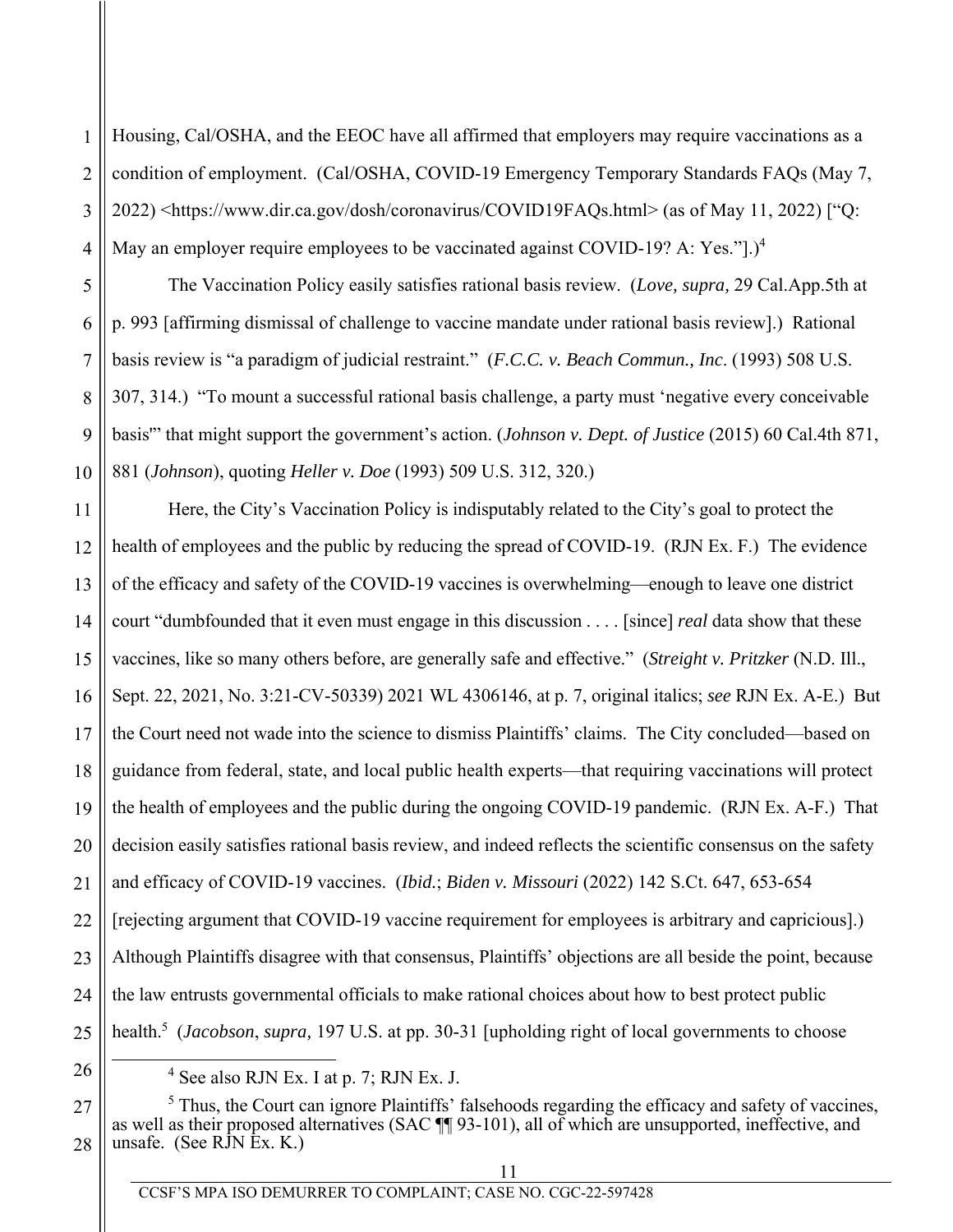Housing, Cal/OSHA, and the EEOC have all affirmed that employers may require vaccinations as a condition of employment. (Cal/OSHA, COVID-19 Emergency Temporary Standards FAQs (May 7, 2022) <https://www.dir.ca.gov/dosh/coronavirus/COVID19FAQs.html> (as of May 11, 2022) ["Q: May an employer require employees to be vaccinated against COVID-19? A: Yes."].)[4]

The Vaccination Policy easily satisfies rational basis review. (*Love, supra,* 29 Cal.App.5th at p. 993 [affirming dismissal of challenge to vaccine mandate under rational basis review].) Rational basis review is "a paradigm of judicial restraint." (*F.C.C. v. Beach Commun., Inc*. (1993) 508 U.S. 307, 314.) "To mount a successful rational basis challenge, a party must 'negative every conceivable basis'" that might support the government's action. (*Johnson v. Dept. of Justice* (2015) 60 Cal.4th 871, 881 (*Johnson*), quoting *Heller v. Doe* (1993) 509 U.S. 312, 320.)

Here, the City's Vaccination Policy is indisputably related to the City's goal to protect the health of employees and the public by reducing the spread of COVID-19. (RJN Ex. F.) The evidence of the efficacy and safety of the COVID-19 vaccines is overwhelming—enough to leave one district court "dumbfounded that it even must engage in this discussion . . . . [since] *real* data show that these vaccines, like so many others before, are generally safe and effective." (*Streight v. Pritzker* (N.D. Ill., Sept. 22, 2021, No. 3:21-CV-50339) 2021 WL 4306146, at p. 7, original italics; *see* RJN Ex. A-E.) But the Court need not wade into the science to dismiss Plaintiffs' claims. The City concluded—based on guidance from federal, state, and local public health experts—that requiring vaccinations will protect the health of employees and the public during the ongoing COVID-19 pandemic. (RJN Ex. A-F.) That decision easily satisfies rational basis review, and indeed reflects the scientific consensus on the safety and efficacy of COVID-19 vaccines. (*Ibid.*; *Biden v. Missouri* (2022) 142 S.Ct. 647, 653-654 [rejecting argument that COVID-19 vaccine requirement for employees is arbitrary and capricious].) Although Plaintiffs disagree with that consensus, Plaintiffs' objections are all beside the point, because the law entrusts governmental officials to make rational choices about how to best protect public health.[5] (*Jacobson*, *supra,* 197 U.S. at pp. 30-31 [upholding right of local governments to choose

---

[4] See also RJN Ex. I at p. 7; RJN Ex. J.

[5] Thus, the Court can ignore Plaintiffs' falsehoods regarding the efficacy and safety of vaccines, as well as their proposed alternatives (SAC ¶¶ 93-101), all of which are unsupported, ineffective, and unsafe. (See RJN Ex. K.)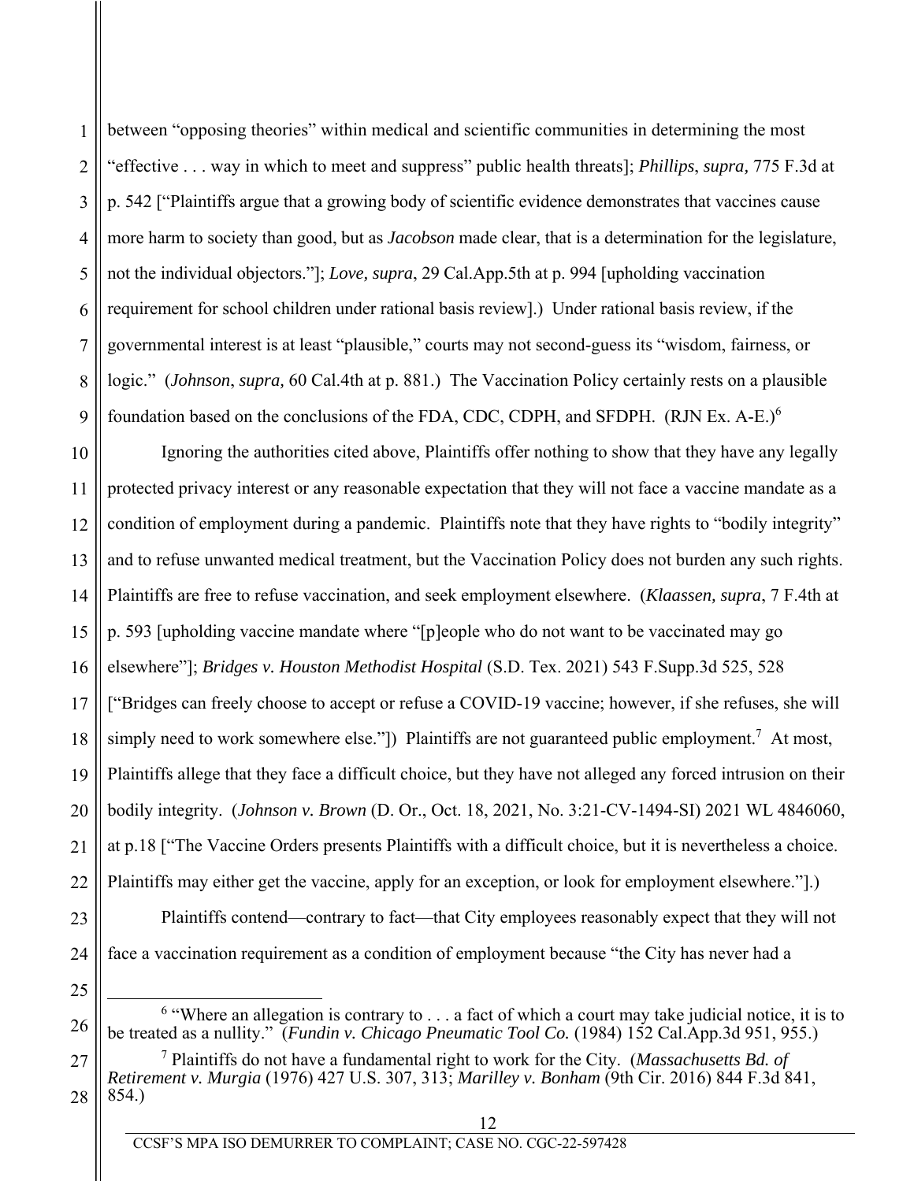between "opposing theories" within medical and scientific communities in determining the most "effective . . . way in which to meet and suppress" public health threats]; *Phillips*, *supra,* 775 F.3d at p. 542 ["Plaintiffs argue that a growing body of scientific evidence demonstrates that vaccines cause more harm to society than good, but as *Jacobson* made clear, that is a determination for the legislature, not the individual objectors."]; *Love, supra*, 29 Cal.App.5th at p. 994 [upholding vaccination requirement for school children under rational basis review].) Under rational basis review, if the governmental interest is at least "plausible," courts may not second-guess its "wisdom, fairness, or logic." (*Johnson*, *supra,* 60 Cal.4th at p. 881.) The Vaccination Policy certainly rests on a plausible foundation based on the conclusions of the FDA, CDC, CDPH, and SFDPH. (RJN Ex. A-E.)[6]

Ignoring the authorities cited above, Plaintiffs offer nothing to show that they have any legally protected privacy interest or any reasonable expectation that they will not face a vaccine mandate as a condition of employment during a pandemic. Plaintiffs note that they have rights to "bodily integrity" and to refuse unwanted medical treatment, but the Vaccination Policy does not burden any such rights. Plaintiffs are free to refuse vaccination, and seek employment elsewhere. (*Klaassen, supra*, 7 F.4th at p. 593 [upholding vaccine mandate where "[p]eople who do not want to be vaccinated may go elsewhere"]; *Bridges v. Houston Methodist Hospital* (S.D. Tex. 2021) 543 F.Supp.3d 525, 528 ["Bridges can freely choose to accept or refuse a COVID-19 vaccine; however, if she refuses, she will simply need to work somewhere else."]) Plaintiffs are not guaranteed public employment.[7] At most, Plaintiffs allege that they face a difficult choice, but they have not alleged any forced intrusion on their bodily integrity. (*Johnson v. Brown* (D. Or., Oct. 18, 2021, No. 3:21-CV-1494-SI) 2021 WL 4846060, at p.18 ["The Vaccine Orders presents Plaintiffs with a difficult choice, but it is nevertheless a choice. Plaintiffs may either get the vaccine, apply for an exception, or look for employment elsewhere."].)

Plaintiffs contend—contrary to fact—that City employees reasonably expect that they will not face a vaccination requirement as a condition of employment because "the City has never had a

---

[6] "Where an allegation is contrary to . . . a fact of which a court may take judicial notice, it is to be treated as a nullity." (*Fundin v. Chicago Pneumatic Tool Co.* (1984) 152 Cal.App.3d 951, 955.)

[7] Plaintiffs do not have a fundamental right to work for the City. (*Massachusetts Bd. of Retirement v. Murgia* (1976) 427 U.S. 307, 313; *Marilley v. Bonham* (9th Cir. 2016) 844 F.3d 841, 854.)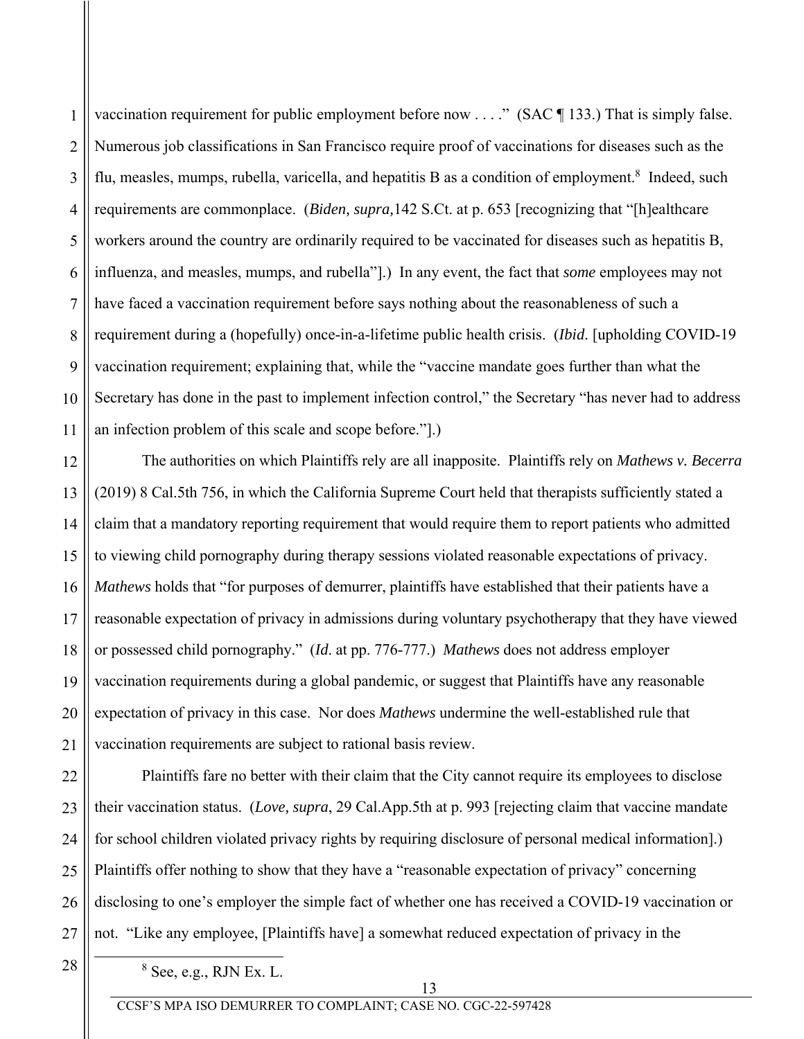vaccination requirement for public employment before now . . . ." (SAC ¶ 133.) That is simply false. Numerous job classifications in San Francisco require proof of vaccinations for diseases such as the flu, measles, mumps, rubella, varicella, and hepatitis B as a condition of employment.[8] Indeed, such requirements are commonplace. (*Biden, supra,*142 S.Ct. at p. 653 [recognizing that "[h]ealthcare workers around the country are ordinarily required to be vaccinated for diseases such as hepatitis B, influenza, and measles, mumps, and rubella"].) In any event, the fact that *some* employees may not have faced a vaccination requirement before says nothing about the reasonableness of such a requirement during a (hopefully) once-in-a-lifetime public health crisis. (*Ibid*. [upholding COVID-19 vaccination requirement; explaining that, while the "vaccine mandate goes further than what the Secretary has done in the past to implement infection control," the Secretary "has never had to address an infection problem of this scale and scope before."].)

The authorities on which Plaintiffs rely are all inapposite. Plaintiffs rely on *Mathews v. Becerra* (2019) 8 Cal.5th 756, in which the California Supreme Court held that therapists sufficiently stated a claim that a mandatory reporting requirement that would require them to report patients who admitted to viewing child pornography during therapy sessions violated reasonable expectations of privacy. *Mathews* holds that "for purposes of demurrer, plaintiffs have established that their patients have a reasonable expectation of privacy in admissions during voluntary psychotherapy that they have viewed or possessed child pornography." (*Id*. at pp. 776-777.) *Mathews* does not address employer vaccination requirements during a global pandemic, or suggest that Plaintiffs have any reasonable expectation of privacy in this case. Nor does *Mathews* undermine the well-established rule that vaccination requirements are subject to rational basis review.

Plaintiffs fare no better with their claim that the City cannot require its employees to disclose their vaccination status. (*Love, supra*, 29 Cal.App.5th at p. 993 [rejecting claim that vaccine mandate for school children violated privacy rights by requiring disclosure of personal medical information].) Plaintiffs offer nothing to show that they have a "reasonable expectation of privacy" concerning disclosing to one's employer the simple fact of whether one has received a COVID-19 vaccination or not. "Like any employee, [Plaintiffs have] a somewhat reduced expectation of privacy in the

---

[8] See, e.g., RJN Ex. L.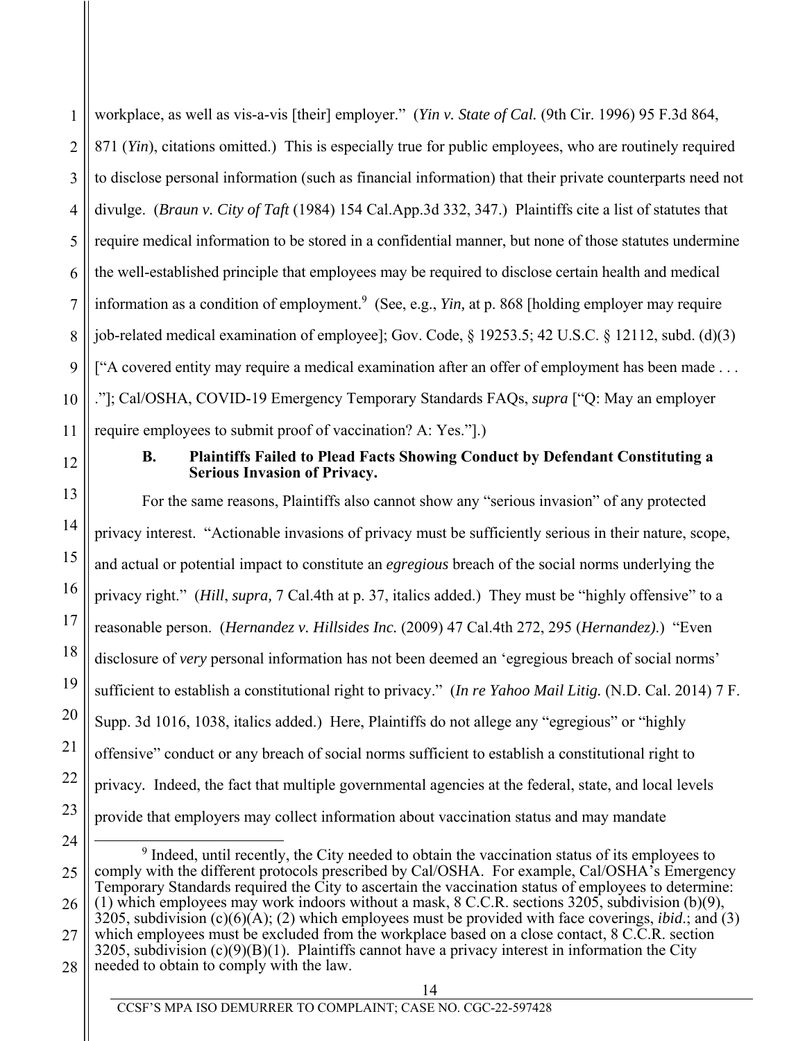workplace, as well as vis-a-vis [their] employer." (*Yin v. State of Cal.* (9th Cir. 1996) 95 F.3d 864, 871 (*Yin*), citations omitted.) This is especially true for public employees, who are routinely required to disclose personal information (such as financial information) that their private counterparts need not divulge. (*Braun v. City of Taft* (1984) 154 Cal.App.3d 332, 347.) Plaintiffs cite a list of statutes that require medical information to be stored in a confidential manner, but none of those statutes undermine the well-established principle that employees may be required to disclose certain health and medical information as a condition of employment.[9] (See, e.g., *Yin,* at p. 868 [holding employer may require job-related medical examination of employee]; Gov. Code, § 19253.5; 42 U.S.C. § 12112, subd. (d)(3) ["A covered entity may require a medical examination after an offer of employment has been made . . . ."]; Cal/OSHA, COVID-19 Emergency Temporary Standards FAQs, *supra* ["Q: May an employer require employees to submit proof of vaccination? A: Yes."].)

### B. Plaintiffs Failed to Plead Facts Showing Conduct by Defendant Constituting a Serious Invasion of Privacy.

For the same reasons, Plaintiffs also cannot show any "serious invasion" of any protected privacy interest. "Actionable invasions of privacy must be sufficiently serious in their nature, scope, and actual or potential impact to constitute an *egregious* breach of the social norms underlying the privacy right." (*Hill*, *supra,* 7 Cal.4th at p. 37, italics added.) They must be "highly offensive" to a reasonable person. (*Hernandez v. Hillsides Inc.* (2009) 47 Cal.4th 272, 295 (*Hernandez)*.) "Even disclosure of *very* personal information has not been deemed an 'egregious breach of social norms' sufficient to establish a constitutional right to privacy." (*In re Yahoo Mail Litig.* (N.D. Cal. 2014) 7 F. Supp. 3d 1016, 1038, italics added.) Here, Plaintiffs do not allege any "egregious" or "highly offensive" conduct or any breach of social norms sufficient to establish a constitutional right to privacy. Indeed, the fact that multiple governmental agencies at the federal, state, and local levels provide that employers may collect information about vaccination status and may mandate

---

[9] Indeed, until recently, the City needed to obtain the vaccination status of its employees to comply with the different protocols prescribed by Cal/OSHA. For example, Cal/OSHA's Emergency Temporary Standards required the City to ascertain the vaccination status of employees to determine: (1) which employees may work indoors without a mask, 8 C.C.R. sections 3205, subdivision (b)(9), 3205, subdivision (c)(6)(A); (2) which employees must be provided with face coverings, *ibid*.; and (3) which employees must be excluded from the workplace based on a close contact, 8 C.C.R. section 3205, subdivision (c)(9)(B)(1). Plaintiffs cannot have a privacy interest in information the City needed to obtain to comply with the law.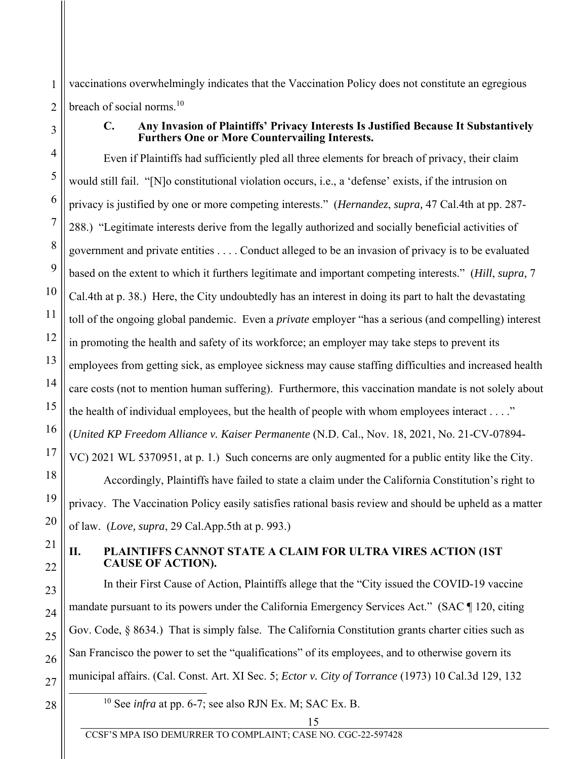vaccinations overwhelmingly indicates that the Vaccination Policy does not constitute an egregious breach of social norms.[10]

### C. Any Invasion of Plaintiffs' Privacy Interests Is Justified Because It Substantively Furthers One or More Countervailing Interests.

Even if Plaintiffs had sufficiently pled all three elements for breach of privacy, their claim would still fail. "[N]o constitutional violation occurs, i.e., a 'defense' exists, if the intrusion on privacy is justified by one or more competing interests." (*Hernandez*, *supra,* 47 Cal.4th at pp. 287-288.) "Legitimate interests derive from the legally authorized and socially beneficial activities of government and private entities . . . . Conduct alleged to be an invasion of privacy is to be evaluated based on the extent to which it furthers legitimate and important competing interests." (*Hill*, *supra,* 7 Cal.4th at p. 38.) Here, the City undoubtedly has an interest in doing its part to halt the devastating toll of the ongoing global pandemic. Even a *private* employer "has a serious (and compelling) interest in promoting the health and safety of its workforce; an employer may take steps to prevent its employees from getting sick, as employee sickness may cause staffing difficulties and increased health care costs (not to mention human suffering). Furthermore, this vaccination mandate is not solely about the health of individual employees, but the health of people with whom employees interact . . . ." (*United KP Freedom Alliance v. Kaiser Permanente* (N.D. Cal., Nov. 18, 2021, No. 21-CV-07894-VC) 2021 WL 5370951, at p. 1.) Such concerns are only augmented for a public entity like the City.

Accordingly, Plaintiffs have failed to state a claim under the California Constitution's right to privacy. The Vaccination Policy easily satisfies rational basis review and should be upheld as a matter of law. (*Love, supra*, 29 Cal.App.5th at p. 993.)

## II. PLAINTIFFS CANNOT STATE A CLAIM FOR ULTRA VIRES ACTION (1ST CAUSE OF ACTION).

In their First Cause of Action, Plaintiffs allege that the "City issued the COVID-19 vaccine mandate pursuant to its powers under the California Emergency Services Act." (SAC ¶ 120, citing Gov. Code, § 8634.) That is simply false. The California Constitution grants charter cities such as San Francisco the power to set the "qualifications" of its employees, and to otherwise govern its municipal affairs. (Cal. Const. Art. XI Sec. 5; *Ector v. City of Torrance* (1973) 10 Cal.3d 129, 132

---

[10] See *infra* at pp. 6-7; see also RJN Ex. M; SAC Ex. B.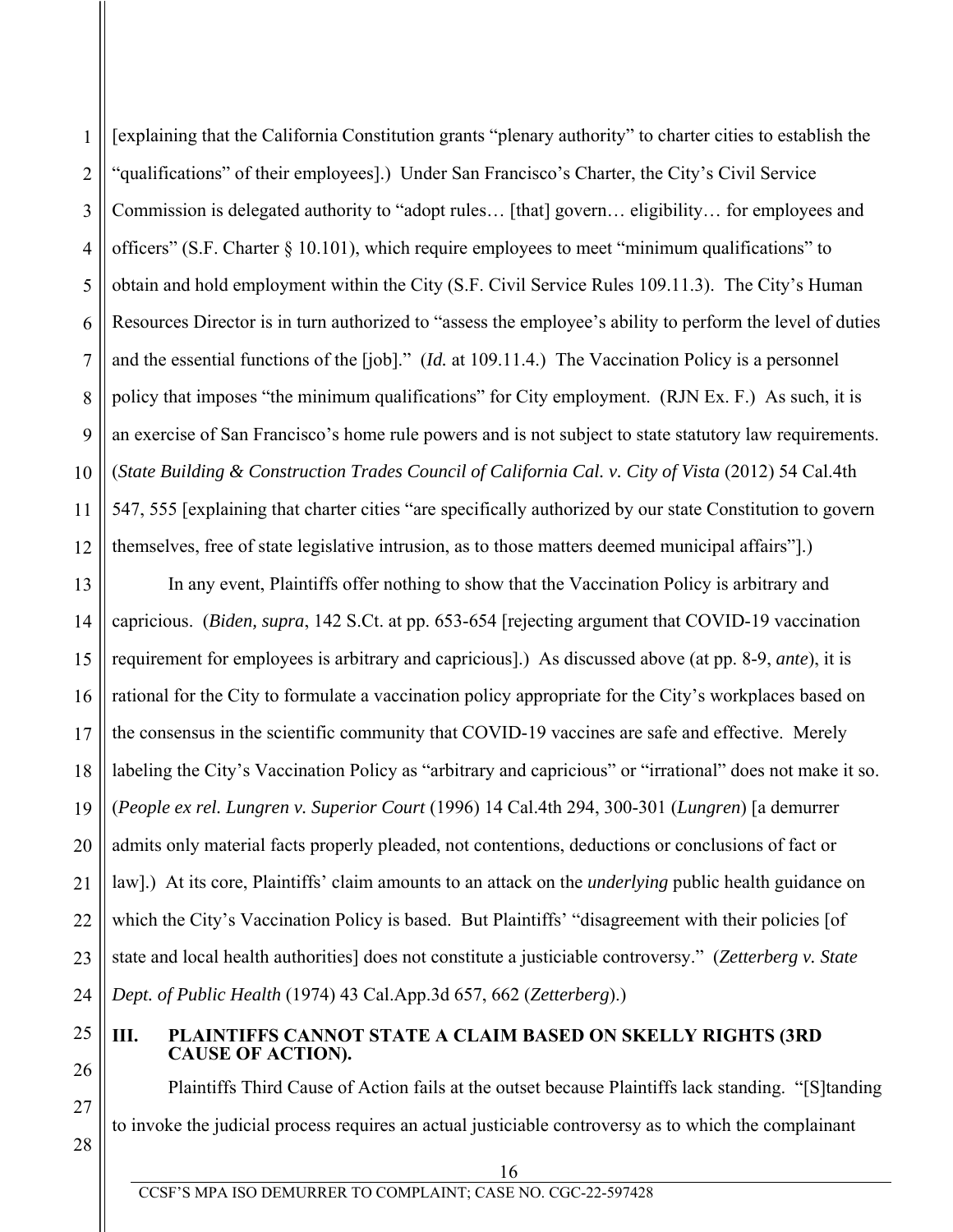[explaining that the California Constitution grants "plenary authority" to charter cities to establish the "qualifications" of their employees].) Under San Francisco's Charter, the City's Civil Service Commission is delegated authority to "adopt rules… [that] govern… eligibility… for employees and officers" (S.F. Charter § 10.101), which require employees to meet "minimum qualifications" to obtain and hold employment within the City (S.F. Civil Service Rules 109.11.3). The City's Human Resources Director is in turn authorized to "assess the employee's ability to perform the level of duties and the essential functions of the [job]." (*Id.* at 109.11.4.) The Vaccination Policy is a personnel policy that imposes "the minimum qualifications" for City employment. (RJN Ex. F.) As such, it is an exercise of San Francisco's home rule powers and is not subject to state statutory law requirements. (*State Building & Construction Trades Council of California Cal. v. City of Vista* (2012) 54 Cal.4th 547, 555 [explaining that charter cities "are specifically authorized by our state Constitution to govern themselves, free of state legislative intrusion, as to those matters deemed municipal affairs"].)

In any event, Plaintiffs offer nothing to show that the Vaccination Policy is arbitrary and capricious. (*Biden, supra*, 142 S.Ct. at pp. 653-654 [rejecting argument that COVID-19 vaccination requirement for employees is arbitrary and capricious].) As discussed above (at pp. 8-9, *ante*), it is rational for the City to formulate a vaccination policy appropriate for the City's workplaces based on the consensus in the scientific community that COVID-19 vaccines are safe and effective. Merely labeling the City's Vaccination Policy as "arbitrary and capricious" or "irrational" does not make it so. (*People ex rel. Lungren v. Superior Court* (1996) 14 Cal.4th 294, 300-301 (*Lungren*) [a demurrer admits only material facts properly pleaded, not contentions, deductions or conclusions of fact or law].) At its core, Plaintiffs' claim amounts to an attack on the *underlying* public health guidance on which the City's Vaccination Policy is based. But Plaintiffs' "disagreement with their policies [of state and local health authorities] does not constitute a justiciable controversy." (*Zetterberg v. State Dept. of Public Health* (1974) 43 Cal.App.3d 657, 662 (*Zetterberg*).)

## III. PLAINTIFFS CANNOT STATE A CLAIM BASED ON SKELLY RIGHTS (3RD CAUSE OF ACTION).

Plaintiffs Third Cause of Action fails at the outset because Plaintiffs lack standing. "[S]tanding to invoke the judicial process requires an actual justiciable controversy as to which the complainant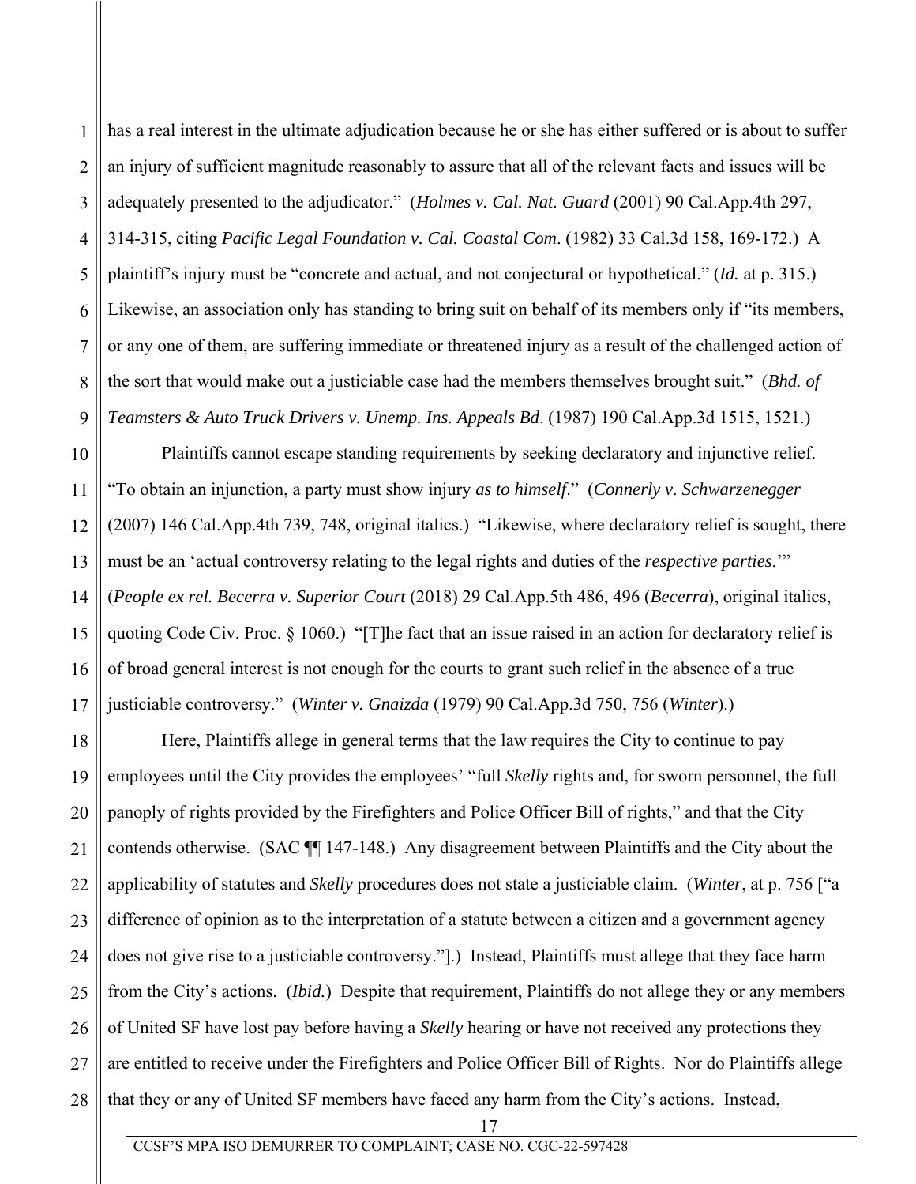has a real interest in the ultimate adjudication because he or she has either suffered or is about to suffer an injury of sufficient magnitude reasonably to assure that all of the relevant facts and issues will be adequately presented to the adjudicator." (*Holmes v. Cal. Nat. Guard* (2001) 90 Cal.App.4th 297, 314-315, citing *Pacific Legal Foundation v. Cal. Coastal Com*. (1982) 33 Cal.3d 158, 169-172.) A plaintiff's injury must be "concrete and actual, and not conjectural or hypothetical." (*Id.* at p. 315.) Likewise, an association only has standing to bring suit on behalf of its members only if "its members, or any one of them, are suffering immediate or threatened injury as a result of the challenged action of the sort that would make out a justiciable case had the members themselves brought suit." (*Bhd. of Teamsters & Auto Truck Drivers v. Unemp. Ins. Appeals Bd*. (1987) 190 Cal.App.3d 1515, 1521.)

Plaintiffs cannot escape standing requirements by seeking declaratory and injunctive relief. "To obtain an injunction, a party must show injury *as to himself*." (*Connerly v. Schwarzenegger* (2007) 146 Cal.App.4th 739, 748, original italics.) "Likewise, where declaratory relief is sought, there must be an 'actual controversy relating to the legal rights and duties of the *respective parties*.'" (*People ex rel. Becerra v. Superior Court* (2018) 29 Cal.App.5th 486, 496 (*Becerra*), original italics, quoting Code Civ. Proc. § 1060.) "[T]he fact that an issue raised in an action for declaratory relief is of broad general interest is not enough for the courts to grant such relief in the absence of a true justiciable controversy." (*Winter v. Gnaizda* (1979) 90 Cal.App.3d 750, 756 (*Winter*).)

Here, Plaintiffs allege in general terms that the law requires the City to continue to pay employees until the City provides the employees' "full *Skelly* rights and, for sworn personnel, the full panoply of rights provided by the Firefighters and Police Officer Bill of rights," and that the City contends otherwise. (SAC ¶¶ 147-148.) Any disagreement between Plaintiffs and the City about the applicability of statutes and *Skelly* procedures does not state a justiciable claim. (*Winter*, at p. 756 ["a difference of opinion as to the interpretation of a statute between a citizen and a government agency does not give rise to a justiciable controversy."].) Instead, Plaintiffs must allege that they face harm from the City's actions. (*Ibid.*) Despite that requirement, Plaintiffs do not allege they or any members of United SF have lost pay before having a *Skelly* hearing or have not received any protections they are entitled to receive under the Firefighters and Police Officer Bill of Rights. Nor do Plaintiffs allege that they or any of United SF members have faced any harm from the City's actions. Instead,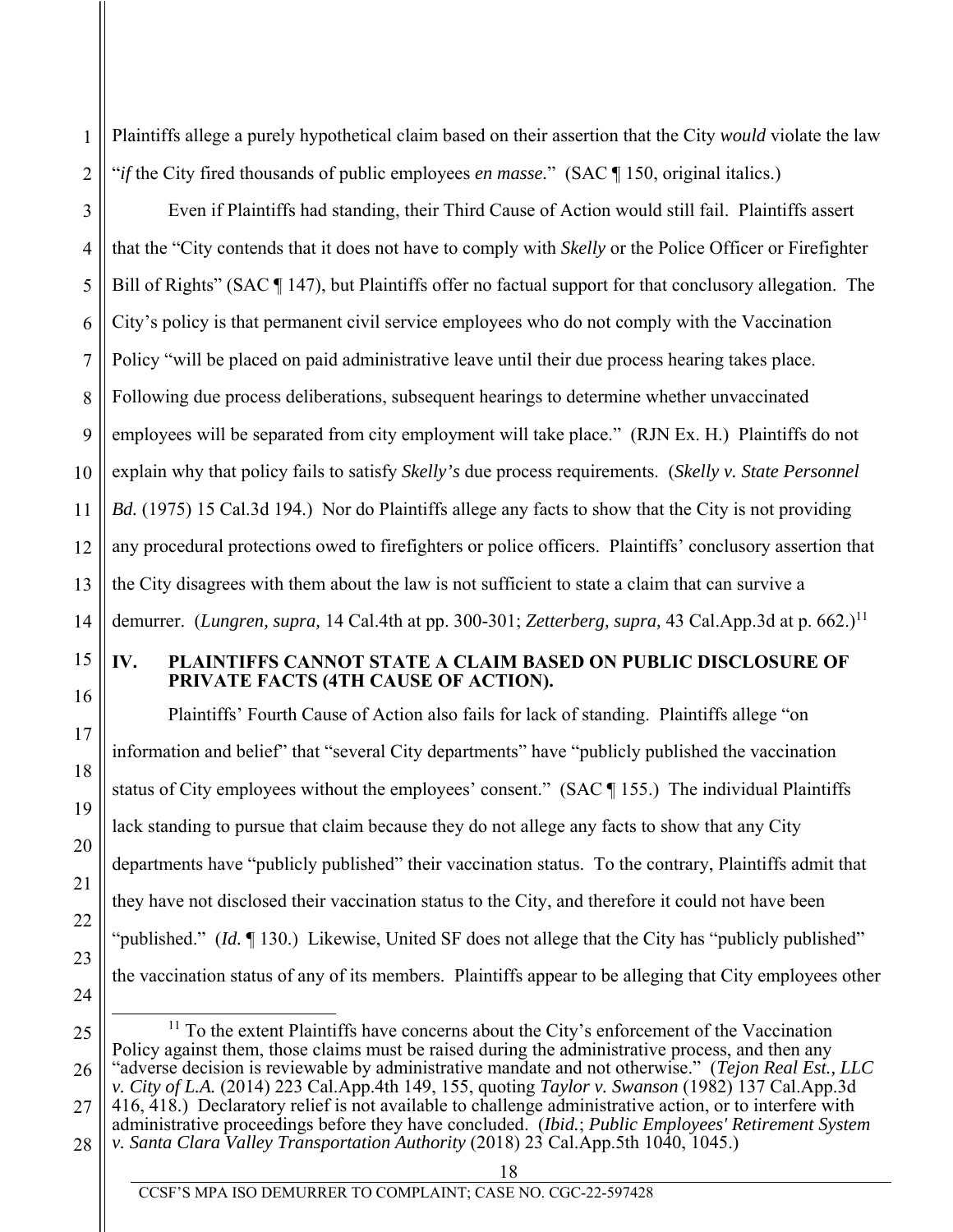Plaintiffs allege a purely hypothetical claim based on their assertion that the City *would* violate the law "*if* the City fired thousands of public employees *en masse*." (SAC ¶ 150, original italics.)

Even if Plaintiffs had standing, their Third Cause of Action would still fail. Plaintiffs assert that the "City contends that it does not have to comply with *Skelly* or the Police Officer or Firefighter Bill of Rights" (SAC ¶ 147), but Plaintiffs offer no factual support for that conclusory allegation. The City's policy is that permanent civil service employees who do not comply with the Vaccination Policy "will be placed on paid administrative leave until their due process hearing takes place. Following due process deliberations, subsequent hearings to determine whether unvaccinated employees will be separated from city employment will take place." (RJN Ex. H.) Plaintiffs do not explain why that policy fails to satisfy *Skelly's* due process requirements. (*Skelly v. State Personnel Bd.* (1975) 15 Cal.3d 194.) Nor do Plaintiffs allege any facts to show that the City is not providing any procedural protections owed to firefighters or police officers. Plaintiffs' conclusory assertion that the City disagrees with them about the law is not sufficient to state a claim that can survive a demurrer. (*Lungren, supra,* 14 Cal.4th at pp. 300-301; *Zetterberg, supra,* 43 Cal.App.3d at p. 662.)[11]

## IV. PLAINTIFFS CANNOT STATE A CLAIM BASED ON PUBLIC DISCLOSURE OF PRIVATE FACTS (4TH CAUSE OF ACTION).

Plaintiffs' Fourth Cause of Action also fails for lack of standing. Plaintiffs allege "on information and belief" that "several City departments" have "publicly published the vaccination status of City employees without the employees' consent." (SAC ¶ 155.) The individual Plaintiffs lack standing to pursue that claim because they do not allege any facts to show that any City departments have "publicly published" their vaccination status. To the contrary, Plaintiffs admit that they have not disclosed their vaccination status to the City, and therefore it could not have been "published." (*Id.* ¶ 130.) Likewise, United SF does not allege that the City has "publicly published" the vaccination status of any of its members. Plaintiffs appear to be alleging that City employees other

[11] To the extent Plaintiffs have concerns about the City's enforcement of the Vaccination Policy against them, those claims must be raised during the administrative process, and then any "adverse decision is reviewable by administrative mandate and not otherwise." (*Tejon Real Est., LLC v. City of L.A.* (2014) 223 Cal.App.4th 149, 155, quoting *Taylor v. Swanson* (1982) 137 Cal.App.3d 416, 418.) Declaratory relief is not available to challenge administrative action, or to interfere with administrative proceedings before they have concluded. (*Ibid.*; *Public Employees' Retirement System v. Santa Clara Valley Transportation Authority* (2018) 23 Cal.App.5th 1040, 1045.)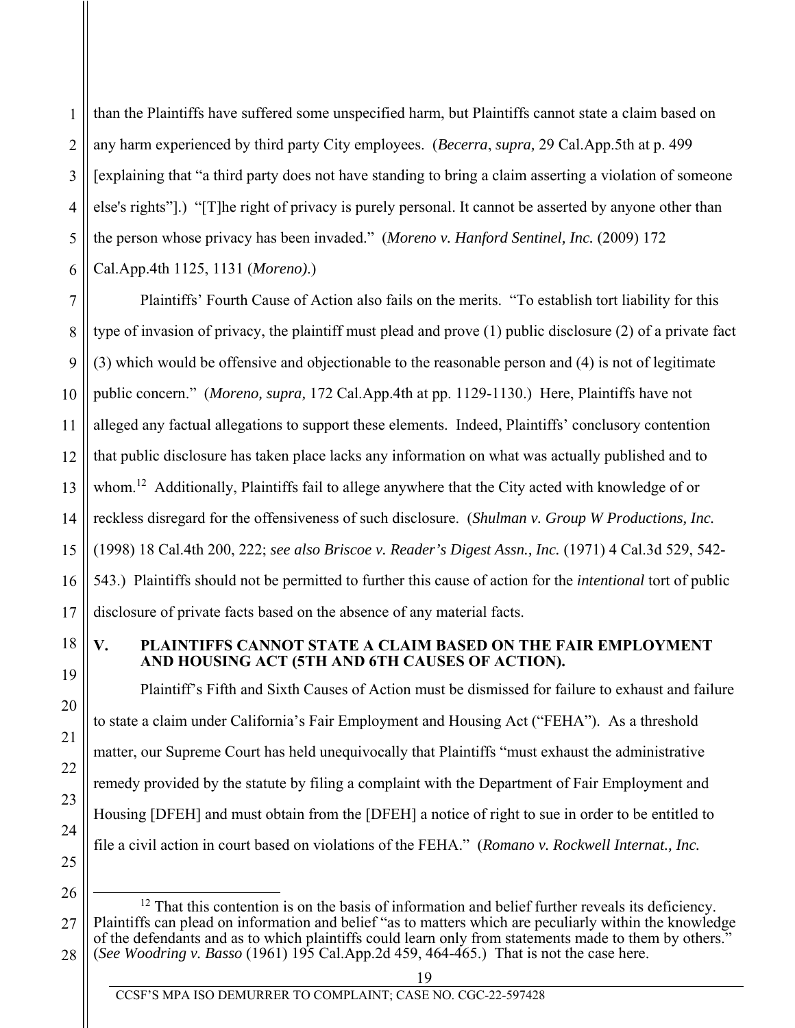than the Plaintiffs have suffered some unspecified harm, but Plaintiffs cannot state a claim based on any harm experienced by third party City employees. (*Becerra*, *supra,* 29 Cal.App.5th at p. 499 [explaining that "a third party does not have standing to bring a claim asserting a violation of someone else's rights"].) "[T]he right of privacy is purely personal. It cannot be asserted by anyone other than the person whose privacy has been invaded." (*Moreno v. Hanford Sentinel, Inc.* (2009) 172 Cal.App.4th 1125, 1131 (*Moreno).*)

Plaintiffs' Fourth Cause of Action also fails on the merits. "To establish tort liability for this type of invasion of privacy, the plaintiff must plead and prove (1) public disclosure (2) of a private fact (3) which would be offensive and objectionable to the reasonable person and (4) is not of legitimate public concern." (*Moreno, supra,* 172 Cal.App.4th at pp. 1129-1130.) Here, Plaintiffs have not alleged any factual allegations to support these elements. Indeed, Plaintiffs' conclusory contention that public disclosure has taken place lacks any information on what was actually published and to whom.[12] Additionally, Plaintiffs fail to allege anywhere that the City acted with knowledge of or reckless disregard for the offensiveness of such disclosure. (*Shulman v. Group W Productions, Inc.* (1998) 18 Cal.4th 200, 222; *see also Briscoe v. Reader's Digest Assn., Inc.* (1971) 4 Cal.3d 529, 542-543.) Plaintiffs should not be permitted to further this cause of action for the *intentional* tort of public disclosure of private facts based on the absence of any material facts.

## V. PLAINTIFFS CANNOT STATE A CLAIM BASED ON THE FAIR EMPLOYMENT AND HOUSING ACT (5TH AND 6TH CAUSES OF ACTION).

Plaintiff's Fifth and Sixth Causes of Action must be dismissed for failure to exhaust and failure to state a claim under California's Fair Employment and Housing Act ("FEHA"). As a threshold matter, our Supreme Court has held unequivocally that Plaintiffs "must exhaust the administrative remedy provided by the statute by filing a complaint with the Department of Fair Employment and Housing [DFEH] and must obtain from the [DFEH] a notice of right to sue in order to be entitled to file a civil action in court based on violations of the FEHA." (*Romano v. Rockwell Internat., Inc.*

[12] That this contention is on the basis of information and belief further reveals its deficiency. Plaintiffs can plead on information and belief "as to matters which are peculiarly within the knowledge of the defendants and as to which plaintiffs could learn only from statements made to them by others." (*See Woodring v. Basso* (1961) 195 Cal.App.2d 459, 464-465.) That is not the case here.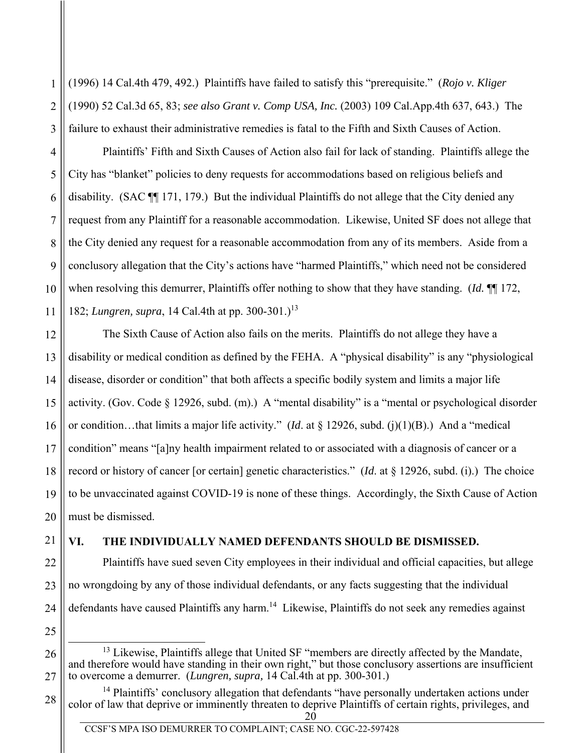(1996) 14 Cal.4th 479, 492.) Plaintiffs have failed to satisfy this "prerequisite." (*Rojo v. Kliger* (1990) 52 Cal.3d 65, 83; *see also Grant v. Comp USA, Inc.* (2003) 109 Cal.App.4th 637, 643.) The failure to exhaust their administrative remedies is fatal to the Fifth and Sixth Causes of Action.

Plaintiffs' Fifth and Sixth Causes of Action also fail for lack of standing. Plaintiffs allege the City has "blanket" policies to deny requests for accommodations based on religious beliefs and disability. (SAC ¶¶ 171, 179.) But the individual Plaintiffs do not allege that the City denied any request from any Plaintiff for a reasonable accommodation. Likewise, United SF does not allege that the City denied any request for a reasonable accommodation from any of its members. Aside from a conclusory allegation that the City's actions have "harmed Plaintiffs," which need not be considered when resolving this demurrer, Plaintiffs offer nothing to show that they have standing. (*Id.* ¶¶ 172, 182; *Lungren, supra*, 14 Cal.4th at pp. 300-301.)[13]

The Sixth Cause of Action also fails on the merits. Plaintiffs do not allege they have a disability or medical condition as defined by the FEHA. A "physical disability" is any "physiological disease, disorder or condition" that both affects a specific bodily system and limits a major life activity. (Gov. Code § 12926, subd. (m).) A "mental disability" is a "mental or psychological disorder or condition…that limits a major life activity." (*Id*. at § 12926, subd. (j)(1)(B).) And a "medical condition" means "[a]ny health impairment related to or associated with a diagnosis of cancer or a record or history of cancer [or certain] genetic characteristics." (*Id*. at § 12926, subd. (i).) The choice to be unvaccinated against COVID-19 is none of these things. Accordingly, the Sixth Cause of Action must be dismissed.

## VI. THE INDIVIDUALLY NAMED DEFENDANTS SHOULD BE DISMISSED.

Plaintiffs have sued seven City employees in their individual and official capacities, but allege no wrongdoing by any of those individual defendants, or any facts suggesting that the individual defendants have caused Plaintiffs any harm.[14] Likewise, Plaintiffs do not seek any remedies against

---

[13] Likewise, Plaintiffs allege that United SF "members are directly affected by the Mandate, and therefore would have standing in their own right," but those conclusory assertions are insufficient to overcome a demurrer. (*Lungren, supra,* 14 Cal.4th at pp. 300-301.)

[14] Plaintiffs' conclusory allegation that defendants "have personally undertaken actions under color of law that deprive or imminently threaten to deprive Plaintiffs of certain rights, privileges, and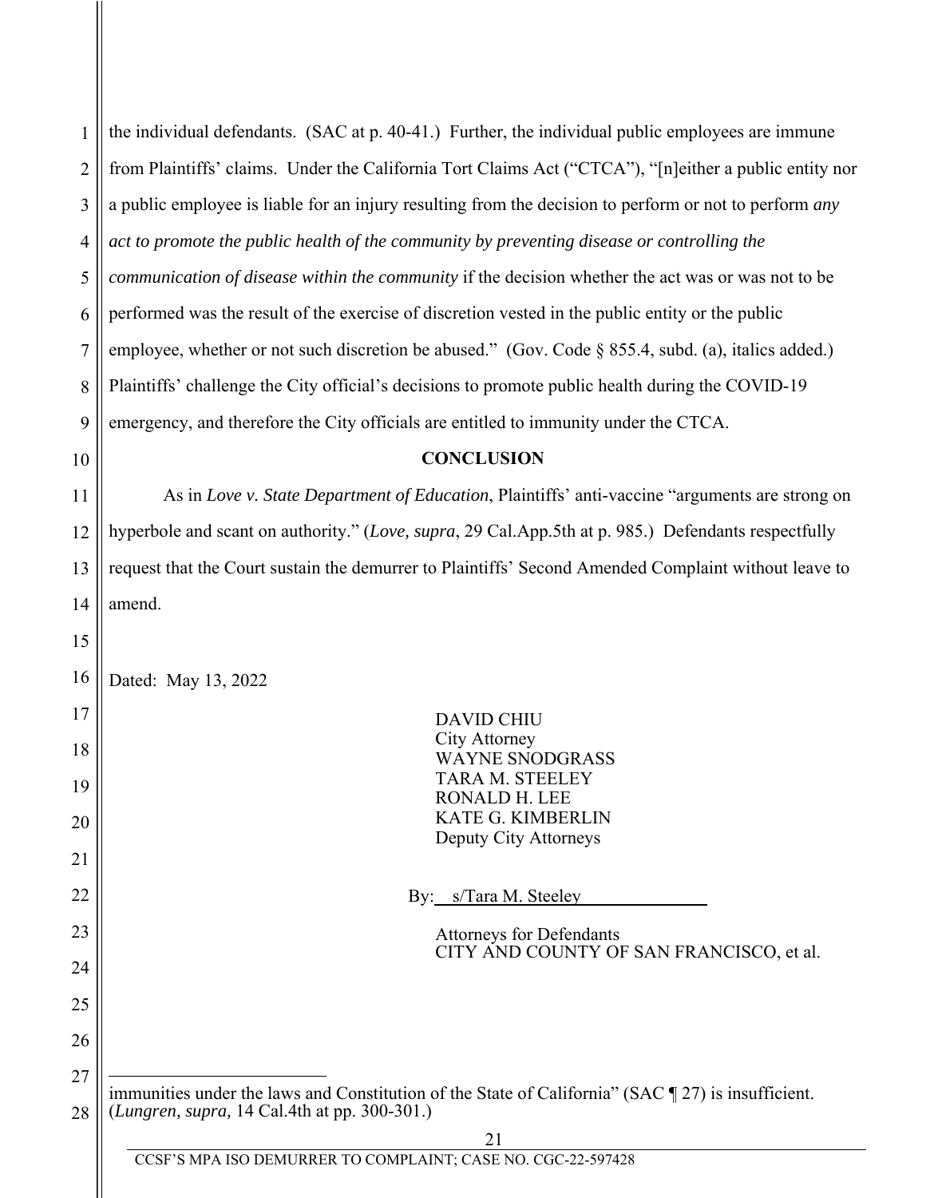the individual defendants. (SAC at p. 40-41.) Further, the individual public employees are immune from Plaintiffs' claims. Under the California Tort Claims Act ("CTCA"), "[n]either a public entity nor a public employee is liable for an injury resulting from the decision to perform or not to perform *any act to promote the public health of the community by preventing disease or controlling the communication of disease within the community* if the decision whether the act was or was not to be performed was the result of the exercise of discretion vested in the public entity or the public employee, whether or not such discretion be abused." (Gov. Code § 855.4, subd. (a), italics added.) Plaintiffs' challenge the City official's decisions to promote public health during the COVID-19 emergency, and therefore the City officials are entitled to immunity under the CTCA.

**CONCLUSION**

As in *Love v. State Department of Education*, Plaintiffs' anti-vaccine "arguments are strong on hyperbole and scant on authority." (*Love, supra*, 29 Cal.App.5th at p. 985.) Defendants respectfully request that the Court sustain the demurrer to Plaintiffs' Second Amended Complaint without leave to amend.

Dated: May 13, 2022

DAVID CHIU
City Attorney
WAYNE SNODGRASS
TARA M. STEELEY
RONALD H. LEE
KATE G. KIMBERLIN
Deputy City Attorneys

By: s/Tara M. Steeley

Attorneys for Defendants
CITY AND COUNTY OF SAN FRANCISCO, et al.

---

immunities under the laws and Constitution of the State of California" (SAC ¶ 27) is insufficient. (*Lungren, supra,* 14 Cal.4th at pp. 300-301.)

CCSF'S MPA ISO DEMURRER TO COMPLAINT; CASE NO. CGC-22-597428